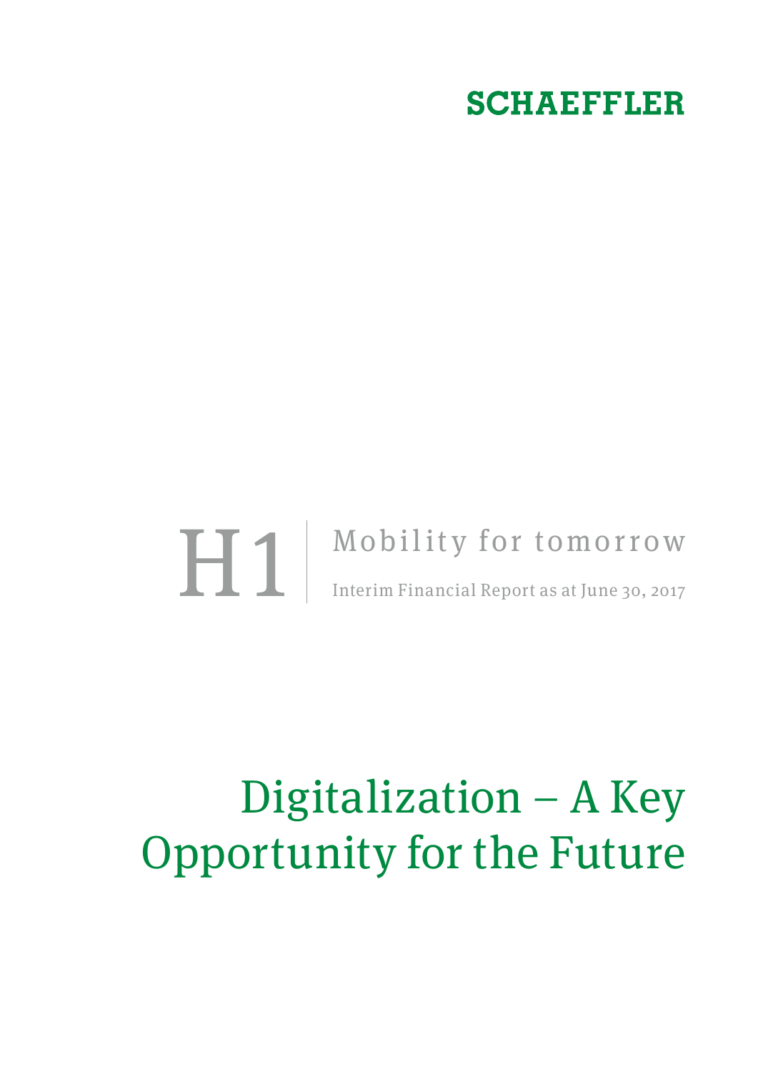**SCHAEFFLER**

# H1

Mobility for tomorrow

Interim Financial Report as at June 30, 2017

# Digitalization – A Key Opportunity for the Future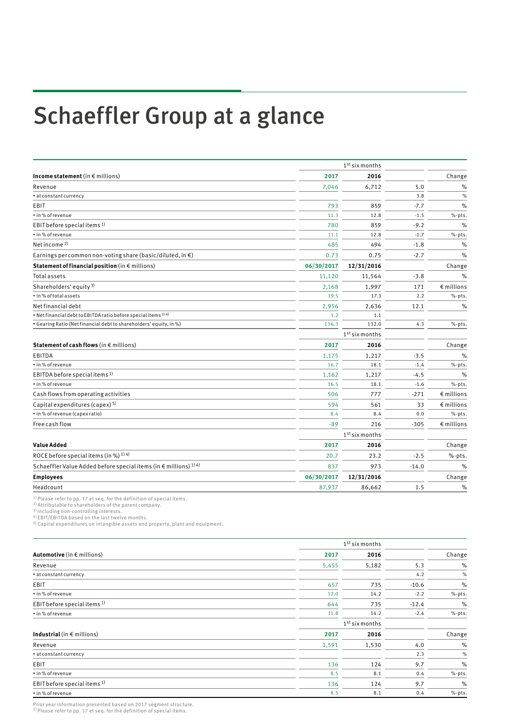# Schaeffler Group at a glance

| | 1st six months | | | |
|---|---|---|---|---|
| **Income statement** (in € millions) | **2017** | **2016** | | Change |
| Revenue | 7,046 | 6,712 | 5.0 | % |
| • at constant currency | | | 3.8 | % |
| EBIT | 793 | 859 | -7.7 | % |
| • in % of revenue | 11.3 | 12.8 | -1.5 | %-pts. |
| EBIT before special items [1] | 780 | 859 | -9.2 | % |
| • in % of revenue | 11.1 | 12.8 | -1.7 | %-pts. |
| Net income [2] | 485 | 494 | -1.8 | % |
| Earnings per common non-voting share (basic/diluted, in €) | 0.73 | 0.75 | -2.7 | % |
| **Statement of financial position** (in € millions) | **06/30/2017** | **12/31/2016** | | Change |
| Total assets | 11,120 | 11,564 | -3.8 | % |
| Shareholders' equity [3] | 2,168 | 1,997 | 171 | € millions |
| • in % of total assets | 19.5 | 17.3 | 2.2 | %-pts. |
| Net financial debt | 2,956 | 2,636 | 12.1 | % |
| • Net financial debt to EBITDA ratio before special items [1) 4)] | 1.2 | 1.1 | | |
| • Gearing Ratio (Net financial debt to shareholders' equity, in %) | 136.3 | 132.0 | 4.3 | %-pts. |
| | 1st six months | | | |
| **Statement of cash flows** (in € millions) | **2017** | **2016** | | Change |
| EBITDA | 1,175 | 1,217 | -3.5 | % |
| • in % of revenue | 16.7 | 18.1 | -1.4 | %-pts. |
| EBITDA before special items [1] | 1,162 | 1,217 | -4.5 | % |
| • in % of revenue | 16.5 | 18.1 | -1.6 | %-pts. |
| Cash flows from operating activities | 506 | 777 | -271 | € millions |
| Capital expenditures (capex) [5] | 594 | 561 | 33 | € millions |
| • in % of revenue (capex ratio) | 8.4 | 8.4 | 0.0 | %-pts. |
| Free cash flow | -89 | 216 | -305 | € millions |
| | 1st six months | | | |
| **Value Added** | **2017** | **2016** | | Change |
| ROCE before special items (in %) [1) 4)] | 20.7 | 23.2 | -2.5 | %-pts. |
| Schaeffler Value Added before special items (in € millions) [1) 4)] | 837 | 973 | -14.0 | % |
| **Employees** | **06/30/2017** | **12/31/2016** | | Change |
| Headcount | 87,937 | 86,662 | 1.5 | % |

1) Please refer to pp. 17 et seq. for the definition of special items.
2) Attributable to shareholders of the parent company.
3) Including non-controlling interests.
4) EBIT/EBITDA based on the last twelve months.
5) Capital expenditures on intangible assets and property, plant and equipment.

| | 1st six months | | | |
|---|---|---|---|---|
| **Automotive** (in € millions) | **2017** | **2016** | | Change |
| Revenue | 5,455 | 5,182 | 5.3 | % |
| • at constant currency | | | 4.2 | % |
| EBIT | 657 | 735 | -10.6 | % |
| • in % of revenue | 12.0 | 14.2 | -2.2 | %-pts. |
| EBIT before special items [1] | 644 | 735 | -12.4 | % |
| • in % of revenue | 11.8 | 14.2 | -2.4 | %-pts. |
| | 1st six months | | | |
| **Industrial** (in € millions) | **2017** | **2016** | | Change |
| Revenue | 1,591 | 1,530 | 4.0 | % |
| • at constant currency | | | 2.3 | % |
| EBIT | 136 | 124 | 9.7 | % |
| • in % of revenue | 8.5 | 8.1 | 0.4 | %-pts. |
| EBIT before special items [1] | 136 | 124 | 9.7 | % |
| • in % of revenue | 8.5 | 8.1 | 0.4 | %-pts. |

Prior year information presented based on 2017 segment structure.
1) Please refer to pp. 17 et seq. for the definition of special items.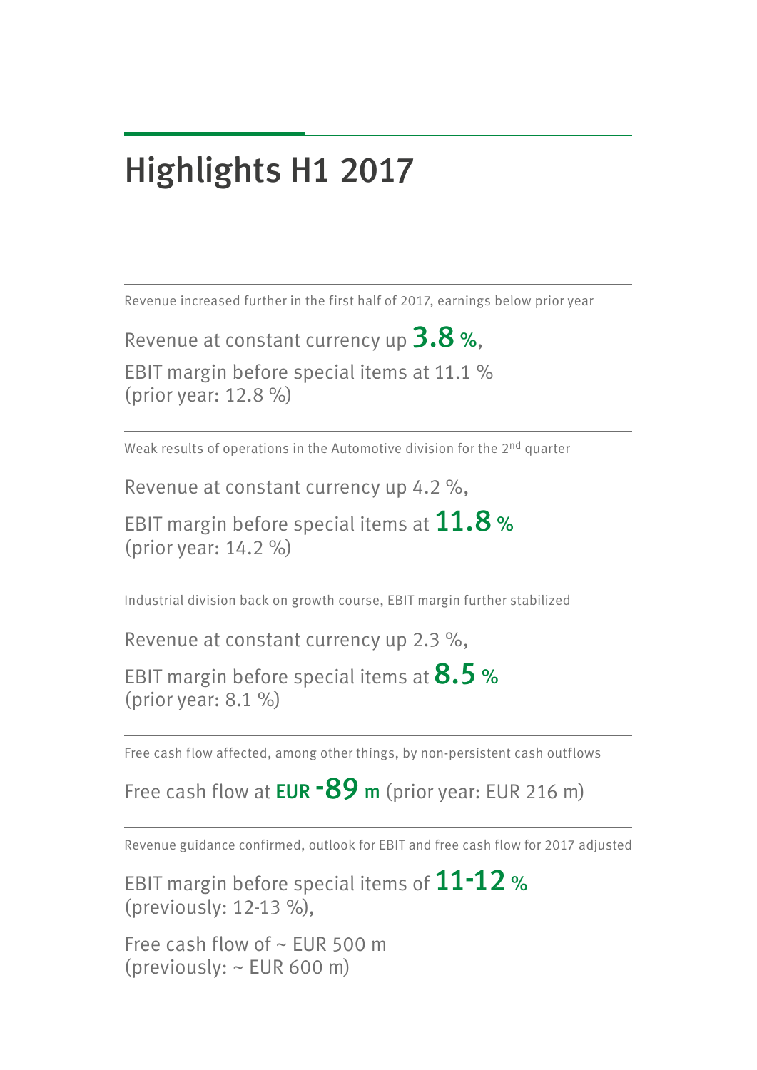# Highlights H1 2017

Revenue increased further in the first half of 2017, earnings below prior year

Revenue at constant currency up **3.8 %**,

EBIT margin before special items at 11.1 %
(prior year: 12.8 %)

---

Weak results of operations in the Automotive division for the 2nd quarter

Revenue at constant currency up 4.2 %,

EBIT margin before special items at **11.8 %**
(prior year: 14.2 %)

---

Industrial division back on growth course, EBIT margin further stabilized

Revenue at constant currency up 2.3 %,

EBIT margin before special items at **8.5 %**
(prior year: 8.1 %)

---

Free cash flow affected, among other things, by non-persistent cash outflows

Free cash flow at **EUR -89 m** (prior year: EUR 216 m)

---

Revenue guidance confirmed, outlook for EBIT and free cash flow for 2017 adjusted

EBIT margin before special items of **11-12 %**
(previously: 12-13 %),

Free cash flow of ~ EUR 500 m
(previously: ~ EUR 600 m)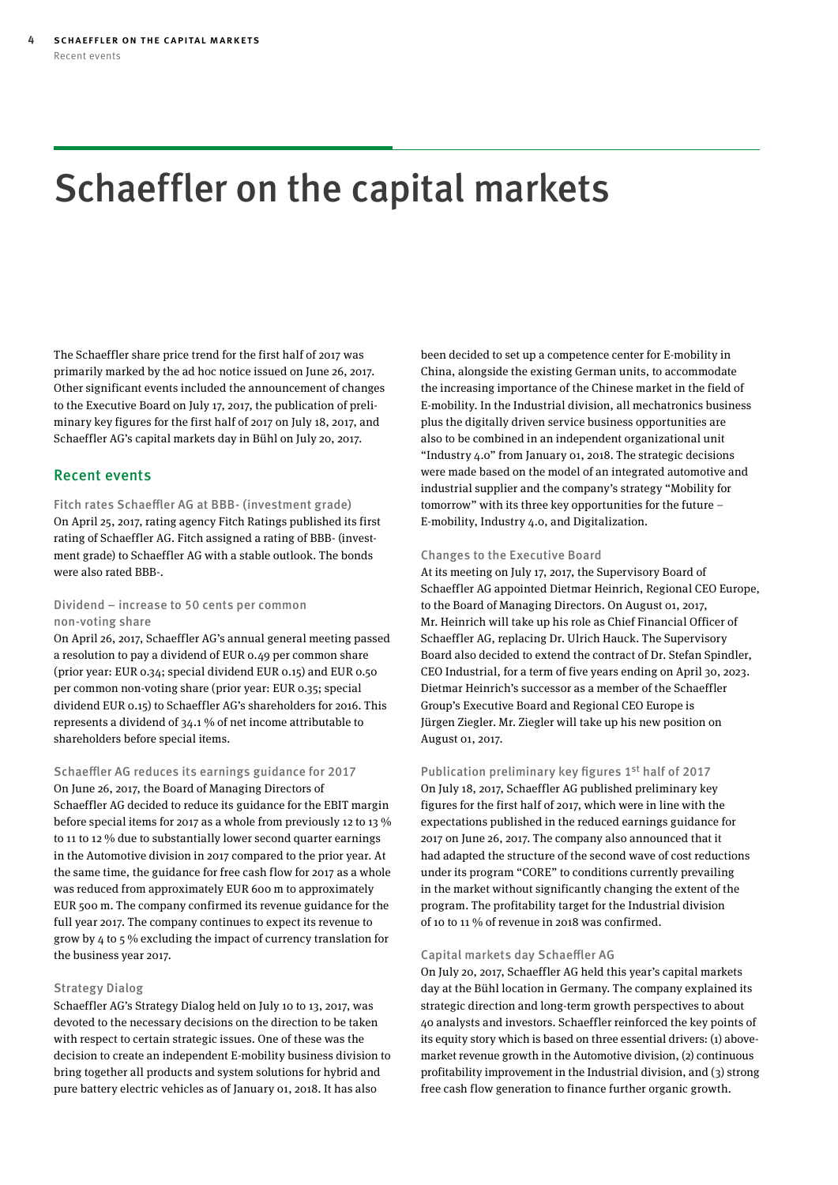# Schaeffler on the capital markets

The Schaeffler share price trend for the first half of 2017 was primarily marked by the ad hoc notice issued on June 26, 2017. Other significant events included the announcement of changes to the Executive Board on July 17, 2017, the publication of preliminary key figures for the first half of 2017 on July 18, 2017, and Schaeffler AG's capital markets day in Bühl on July 20, 2017.

## Recent events

### Fitch rates Schaeffler AG at BBB- (investment grade)

On April 25, 2017, rating agency Fitch Ratings published its first rating of Schaeffler AG. Fitch assigned a rating of BBB- (investment grade) to Schaeffler AG with a stable outlook. The bonds were also rated BBB-.

### Dividend – increase to 50 cents per common non-voting share

On April 26, 2017, Schaeffler AG's annual general meeting passed a resolution to pay a dividend of EUR 0.49 per common share (prior year: EUR 0.34; special dividend EUR 0.15) and EUR 0.50 per common non-voting share (prior year: EUR 0.35; special dividend EUR 0.15) to Schaeffler AG's shareholders for 2016. This represents a dividend of 34.1 % of net income attributable to shareholders before special items.

### Schaeffler AG reduces its earnings guidance for 2017

On June 26, 2017, the Board of Managing Directors of Schaeffler AG decided to reduce its guidance for the EBIT margin before special items for 2017 as a whole from previously 12 to 13 % to 11 to 12 % due to substantially lower second quarter earnings in the Automotive division in 2017 compared to the prior year. At the same time, the guidance for free cash flow for 2017 as a whole was reduced from approximately EUR 600 m to approximately EUR 500 m. The company confirmed its revenue guidance for the full year 2017. The company continues to expect its revenue to grow by 4 to 5 % excluding the impact of currency translation for the business year 2017.

### Strategy Dialog

Schaeffler AG's Strategy Dialog held on July 10 to 13, 2017, was devoted to the necessary decisions on the direction to be taken with respect to certain strategic issues. One of these was the decision to create an independent E-mobility business division to bring together all products and system solutions for hybrid and pure battery electric vehicles as of January 01, 2018. It has also been decided to set up a competence center for E-mobility in China, alongside the existing German units, to accommodate the increasing importance of the Chinese market in the field of E-mobility. In the Industrial division, all mechatronics business plus the digitally driven service business opportunities are also to be combined in an independent organizational unit "Industry 4.0" from January 01, 2018. The strategic decisions were made based on the model of an integrated automotive and industrial supplier and the company's strategy "Mobility for tomorrow" with its three key opportunities for the future – E-mobility, Industry 4.0, and Digitalization.

### Changes to the Executive Board

At its meeting on July 17, 2017, the Supervisory Board of Schaeffler AG appointed Dietmar Heinrich, Regional CEO Europe, to the Board of Managing Directors. On August 01, 2017, Mr. Heinrich will take up his role as Chief Financial Officer of Schaeffler AG, replacing Dr. Ulrich Hauck. The Supervisory Board also decided to extend the contract of Dr. Stefan Spindler, CEO Industrial, for a term of five years ending on April 30, 2023. Dietmar Heinrich's successor as a member of the Schaeffler Group's Executive Board and Regional CEO Europe is Jürgen Ziegler. Mr. Ziegler will take up his new position on August 01, 2017.

### Publication preliminary key figures 1st half of 2017

On July 18, 2017, Schaeffler AG published preliminary key figures for the first half of 2017, which were in line with the expectations published in the reduced earnings guidance for 2017 on June 26, 2017. The company also announced that it had adapted the structure of the second wave of cost reductions under its program "CORE" to conditions currently prevailing in the market without significantly changing the extent of the program. The profitability target for the Industrial division of 10 to 11 % of revenue in 2018 was confirmed.

### Capital markets day Schaeffler AG

On July 20, 2017, Schaeffler AG held this year's capital markets day at the Bühl location in Germany. The company explained its strategic direction and long-term growth perspectives to about 40 analysts and investors. Schaeffler reinforced the key points of its equity story which is based on three essential drivers: (1) above-market revenue growth in the Automotive division, (2) continuous profitability improvement in the Industrial division, and (3) strong free cash flow generation to finance further organic growth.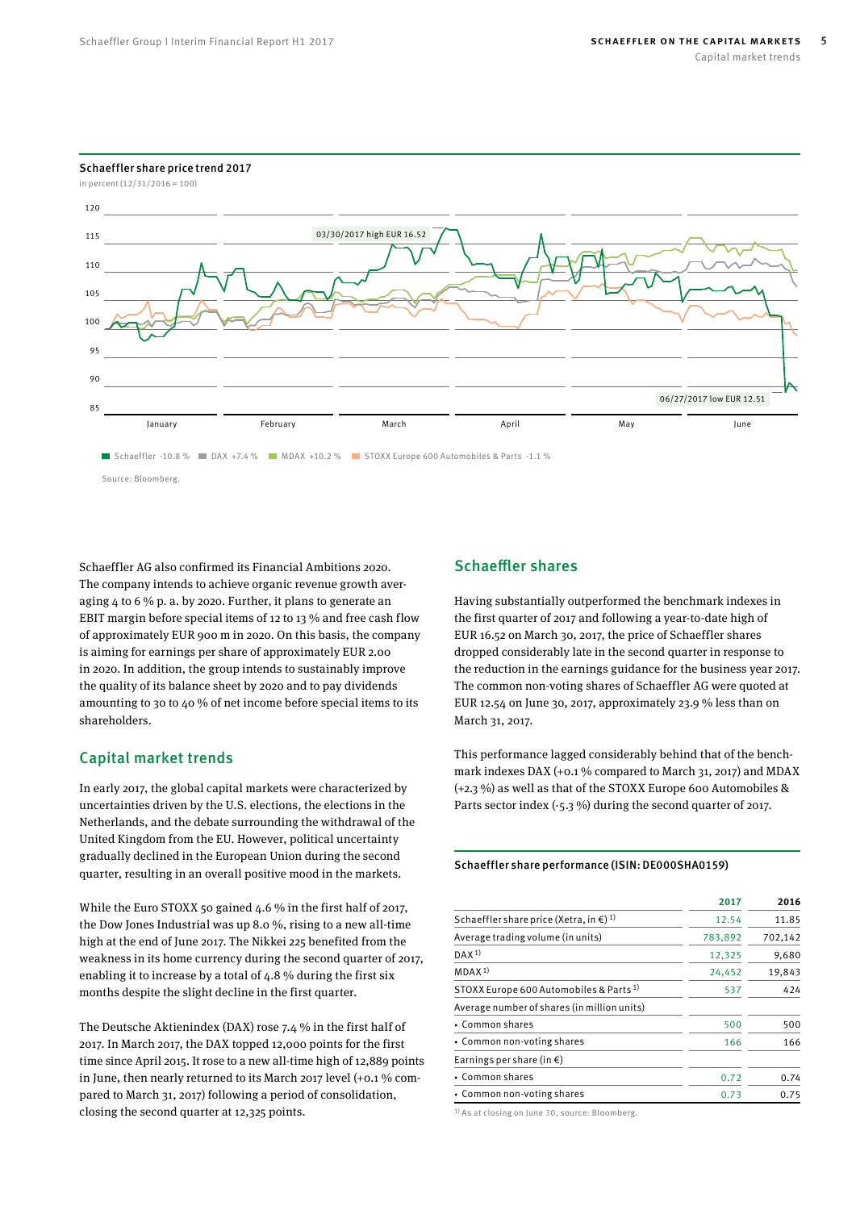**Schaeffler share price trend 2017**

in percent (12/31/2016 = 100)

03/30/2017 high EUR 16.52

06/27/2017 low EUR 12.51

Schaeffler -10.8 % | DAX +7.4 % | MDAX +10.2 % | STOXX Europe 600 Automobiles & Parts -1.1 %

Source: Bloomberg.

Schaeffler AG also confirmed its Financial Ambitions 2020. The company intends to achieve organic revenue growth averaging 4 to 6 % p. a. by 2020. Further, it plans to generate an EBIT margin before special items of 12 to 13 % and free cash flow of approximately EUR 900 m in 2020. On this basis, the company is aiming for earnings per share of approximately EUR 2.00 in 2020. In addition, the group intends to sustainably improve the quality of its balance sheet by 2020 and to pay dividends amounting to 30 to 40 % of net income before special items to its shareholders.

## Capital market trends

In early 2017, the global capital markets were characterized by uncertainties driven by the U.S. elections, the elections in the Netherlands, and the debate surrounding the withdrawal of the United Kingdom from the EU. However, political uncertainty gradually declined in the European Union during the second quarter, resulting in an overall positive mood in the markets.

While the Euro STOXX 50 gained 4.6 % in the first half of 2017, the Dow Jones Industrial was up 8.0 %, rising to a new all-time high at the end of June 2017. The Nikkei 225 benefited from the weakness in its home currency during the second quarter of 2017, enabling it to increase by a total of 4.8 % during the first six months despite the slight decline in the first quarter.

The Deutsche Aktienindex (DAX) rose 7.4 % in the first half of 2017. In March 2017, the DAX topped 12,000 points for the first time since April 2015. It rose to a new all-time high of 12,889 points in June, then nearly returned to its March 2017 level (+0.1 % compared to March 31, 2017) following a period of consolidation, closing the second quarter at 12,325 points.

## Schaeffler shares

Having substantially outperformed the benchmark indexes in the first quarter of 2017 and following a year-to-date high of EUR 16.52 on March 30, 2017, the price of Schaeffler shares dropped considerably late in the second quarter in response to the reduction in the earnings guidance for the business year 2017. The common non-voting shares of Schaeffler AG were quoted at EUR 12.54 on June 30, 2017, approximately 23.9 % less than on March 31, 2017.

This performance lagged considerably behind that of the benchmark indexes DAX (+0.1 % compared to March 31, 2017) and MDAX (+2.3 %) as well as that of the STOXX Europe 600 Automobiles & Parts sector index (-5.3 %) during the second quarter of 2017.

**Schaeffler share performance (ISIN: DE000SHA0159)**

| | 2017 | 2016 |
|---|---|---|
| Schaeffler share price (Xetra, in €) [1] | 12.54 | 11.85 |
| Average trading volume (in units) | 783,892 | 702,142 |
| DAX [1] | 12,325 | 9,680 |
| MDAX [1] | 24,452 | 19,843 |
| STOXX Europe 600 Automobiles & Parts [1] | 537 | 424 |
| Average number of shares (in million units) | | |
| • Common shares | 500 | 500 |
| • Common non-voting shares | 166 | 166 |
| Earnings per share (in €) | | |
| • Common shares | 0.72 | 0.74 |
| • Common non-voting shares | 0.73 | 0.75 |

[1] As at closing on June 30, source: Bloomberg.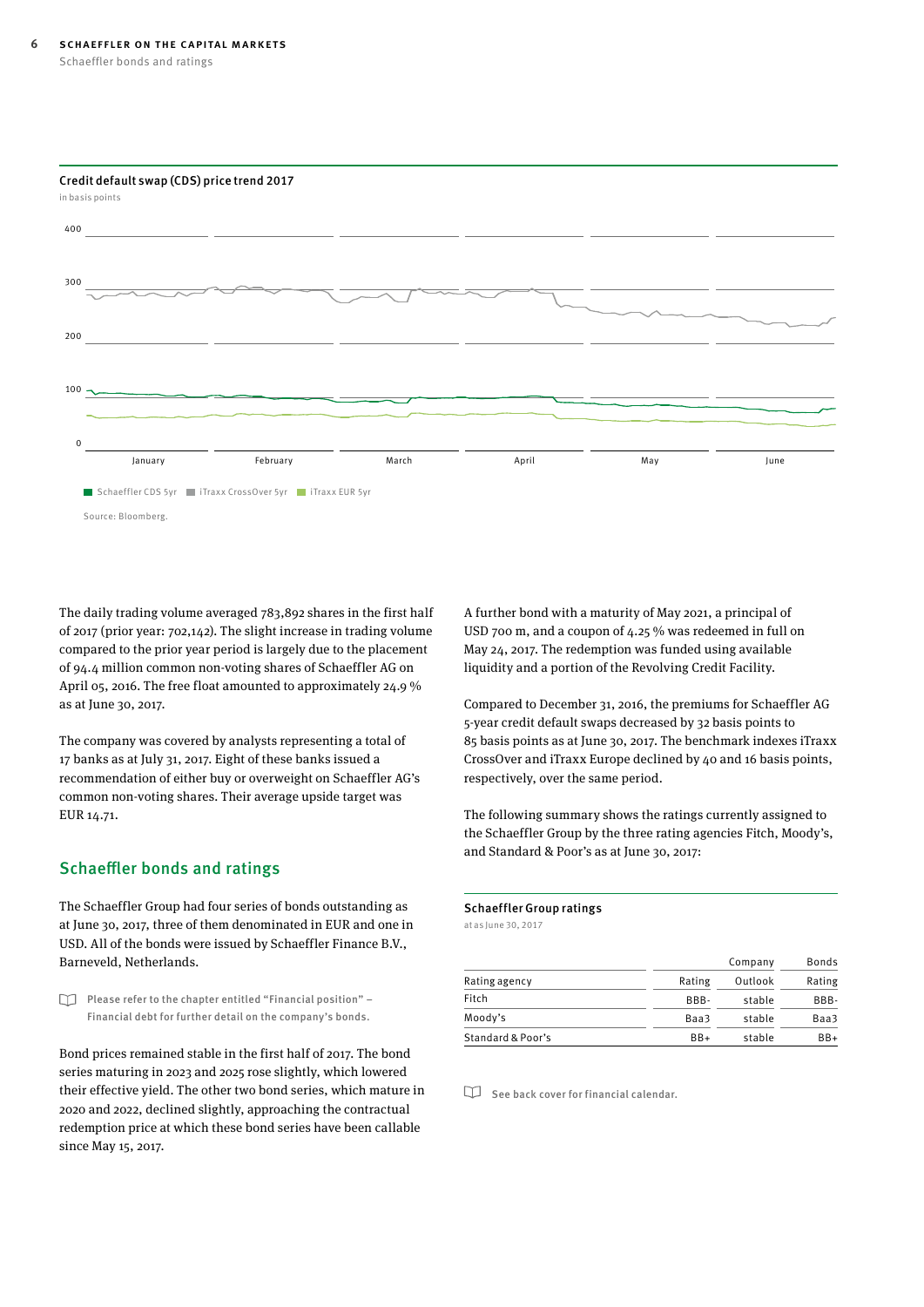**Credit default swap (CDS) price trend 2017**

in basis points

Schaeffler CDS 5yr | iTraxx CrossOver 5yr | iTraxx EUR 5yr

Source: Bloomberg.

The daily trading volume averaged 783,892 shares in the first half of 2017 (prior year: 702,142). The slight increase in trading volume compared to the prior year period is largely due to the placement of 94.4 million common non-voting shares of Schaeffler AG on April 05, 2016. The free float amounted to approximately 24.9 % as at June 30, 2017.

The company was covered by analysts representing a total of 17 banks as at July 31, 2017. Eight of these banks issued a recommendation of either buy or overweight on Schaeffler AG's common non-voting shares. Their average upside target was EUR 14.71.

## Schaeffler bonds and ratings

The Schaeffler Group had four series of bonds outstanding as at June 30, 2017, three of them denominated in EUR and one in USD. All of the bonds were issued by Schaeffler Finance B.V., Barneveld, Netherlands.

Please refer to the chapter entitled "Financial position" – Financial debt for further detail on the company's bonds.

Bond prices remained stable in the first half of 2017. The bond series maturing in 2023 and 2025 rose slightly, which lowered their effective yield. The other two bond series, which mature in 2020 and 2022, declined slightly, approaching the contractual redemption price at which these bond series have been callable since May 15, 2017.

A further bond with a maturity of May 2021, a principal of USD 700 m, and a coupon of 4.25 % was redeemed in full on May 24, 2017. The redemption was funded using available liquidity and a portion of the Revolving Credit Facility.

Compared to December 31, 2016, the premiums for Schaeffler AG 5-year credit default swaps decreased by 32 basis points to 85 basis points as at June 30, 2017. The benchmark indexes iTraxx CrossOver and iTraxx Europe declined by 40 and 16 basis points, respectively, over the same period.

The following summary shows the ratings currently assigned to the Schaeffler Group by the three rating agencies Fitch, Moody's, and Standard & Poor's as at June 30, 2017:

**Schaeffler Group ratings**

at as June 30, 2017

| | Company | | Bonds |
|---|---|---|---|
| Rating agency | Rating | Outlook | Rating |
| Fitch | BBB- | stable | BBB- |
| Moody's | Baa3 | stable | Baa3 |
| Standard & Poor's | BB+ | stable | BB+ |

See back cover for financial calendar.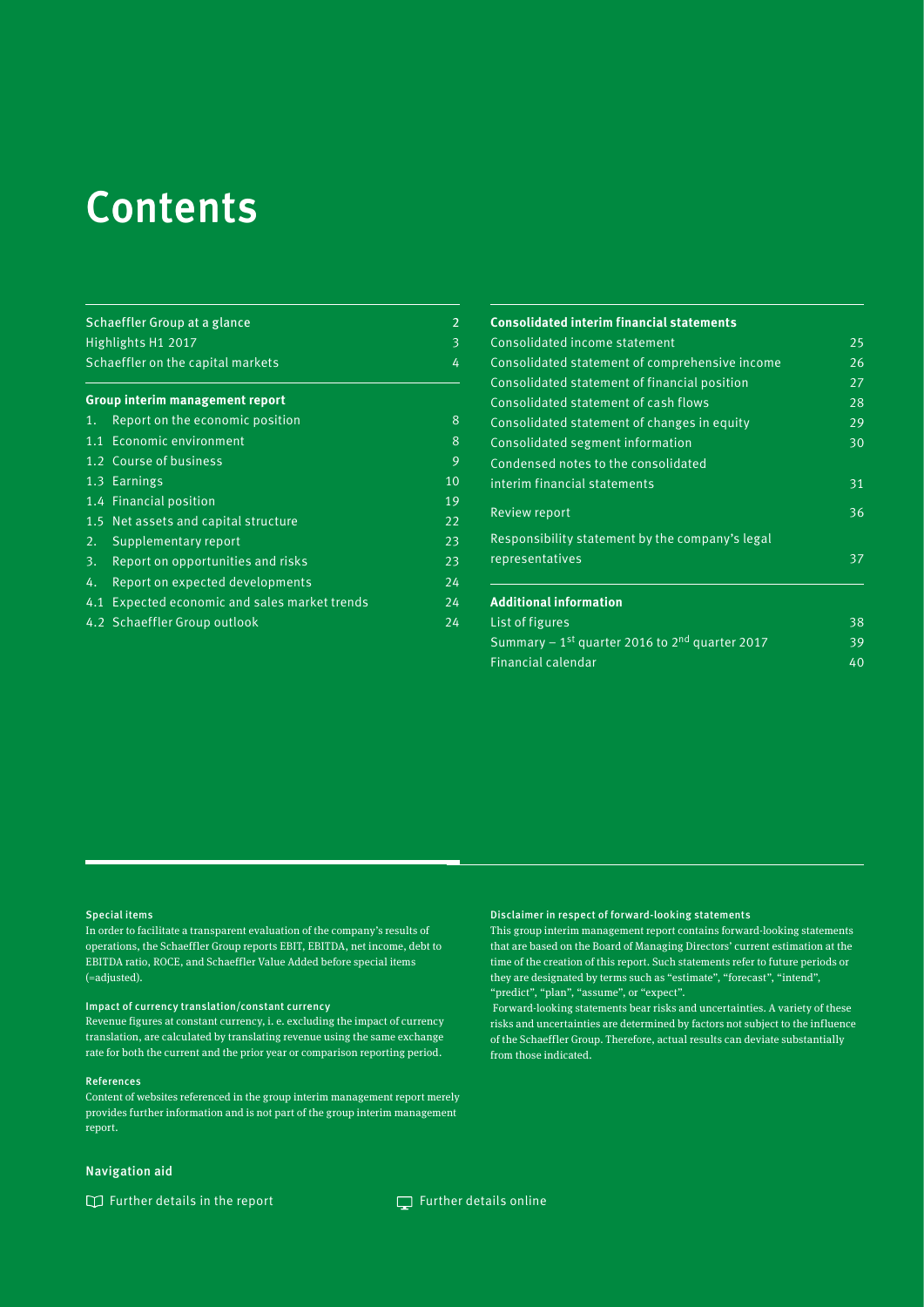# Contents

| Schaeffler Group at a glance | 2 |
| --- | --- |
| Highlights H1 2017 | 3 |
| Schaeffler on the capital markets | 4 |
| **Group interim management report** | |
| 1. Report on the economic position | 8 |
| 1.1 Economic environment | 8 |
| 1.2 Course of business | 9 |
| 1.3 Earnings | 10 |
| 1.4 Financial position | 19 |
| 1.5 Net assets and capital structure | 22 |
| 2. Supplementary report | 23 |
| 3. Report on opportunities and risks | 23 |
| 4. Report on expected developments | 24 |
| 4.1 Expected economic and sales market trends | 24 |
| 4.2 Schaeffler Group outlook | 24 |

| **Consolidated interim financial statements** | |
| --- | --- |
| Consolidated income statement | 25 |
| Consolidated statement of comprehensive income | 26 |
| Consolidated statement of financial position | 27 |
| Consolidated statement of cash flows | 28 |
| Consolidated statement of changes in equity | 29 |
| Consolidated segment information | 30 |
| Condensed notes to the consolidated interim financial statements | 31 |
| Review report | 36 |
| Responsibility statement by the company's legal representatives | 37 |
| **Additional information** | |
| List of figures | 38 |
| Summary – 1st quarter 2016 to 2nd quarter 2017 | 39 |
| Financial calendar | 40 |

#### Special items

In order to facilitate a transparent evaluation of the company's results of operations, the Schaeffler Group reports EBIT, EBITDA, net income, debt to EBITDA ratio, ROCE, and Schaeffler Value Added before special items (=adjusted).

#### Impact of currency translation/constant currency

Revenue figures at constant currency, i. e. excluding the impact of currency translation, are calculated by translating revenue using the same exchange rate for both the current and the prior year or comparison reporting period.

#### References

Content of websites referenced in the group interim management report merely provides further information and is not part of the group interim management report.

#### Disclaimer in respect of forward-looking statements

This group interim management report contains forward-looking statements that are based on the Board of Managing Directors' current estimation at the time of the creation of this report. Such statements refer to future periods or they are designated by terms such as "estimate", "forecast", "intend", "predict", "plan", "assume", or "expect".

Forward-looking statements bear risks and uncertainties. A variety of these risks and uncertainties are determined by factors not subject to the influence of the Schaeffler Group. Therefore, actual results can deviate substantially from those indicated.

### Navigation aid

Further details in the report

Further details online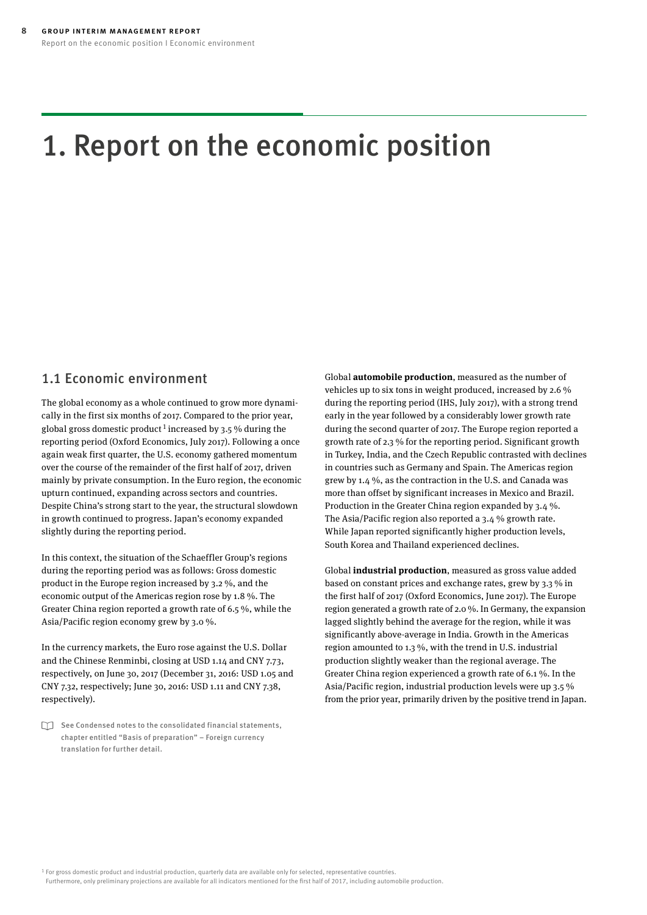# 1. Report on the economic position

## 1.1 Economic environment

The global economy as a whole continued to grow more dynamically in the first six months of 2017. Compared to the prior year, global gross domestic product[1] increased by 3.5 % during the reporting period (Oxford Economics, July 2017). Following a once again weak first quarter, the U.S. economy gathered momentum over the course of the remainder of the first half of 2017, driven mainly by private consumption. In the Euro region, the economic upturn continued, expanding across sectors and countries. Despite China's strong start to the year, the structural slowdown in growth continued to progress. Japan's economy expanded slightly during the reporting period.

In this context, the situation of the Schaeffler Group's regions during the reporting period was as follows: Gross domestic product in the Europe region increased by 3.2 %, and the economic output of the Americas region rose by 1.8 %. The Greater China region reported a growth rate of 6.5 %, while the Asia/Pacific region economy grew by 3.0 %.

In the currency markets, the Euro rose against the U.S. Dollar and the Chinese Renminbi, closing at USD 1.14 and CNY 7.73, respectively, on June 30, 2017 (December 31, 2016: USD 1.05 and CNY 7.32, respectively; June 30, 2016: USD 1.11 and CNY 7.38, respectively).

See Condensed notes to the consolidated financial statements, chapter entitled "Basis of preparation" – Foreign currency translation for further detail.

Global **automobile production**, measured as the number of vehicles up to six tons in weight produced, increased by 2.6 % during the reporting period (IHS, July 2017), with a strong trend early in the year followed by a considerably lower growth rate during the second quarter of 2017. The Europe region reported a growth rate of 2.3 % for the reporting period. Significant growth in Turkey, India, and the Czech Republic contrasted with declines in countries such as Germany and Spain. The Americas region grew by 1.4 %, as the contraction in the U.S. and Canada was more than offset by significant increases in Mexico and Brazil. Production in the Greater China region expanded by 3.4 %. The Asia/Pacific region also reported a 3.4 % growth rate. While Japan reported significantly higher production levels, South Korea and Thailand experienced declines.

Global **industrial production**, measured as gross value added based on constant prices and exchange rates, grew by 3.3 % in the first half of 2017 (Oxford Economics, June 2017). The Europe region generated a growth rate of 2.0 %. In Germany, the expansion lagged slightly behind the average for the region, while it was significantly above-average in India. Growth in the Americas region amounted to 1.3 %, with the trend in U.S. industrial production slightly weaker than the regional average. The Greater China region experienced a growth rate of 6.1 %. In the Asia/Pacific region, industrial production levels were up 3.5 % from the prior year, primarily driven by the positive trend in Japan.

[1] For gross domestic product and industrial production, quarterly data are available only for selected, representative countries. Furthermore, only preliminary projections are available for all indicators mentioned for the first half of 2017, including automobile production.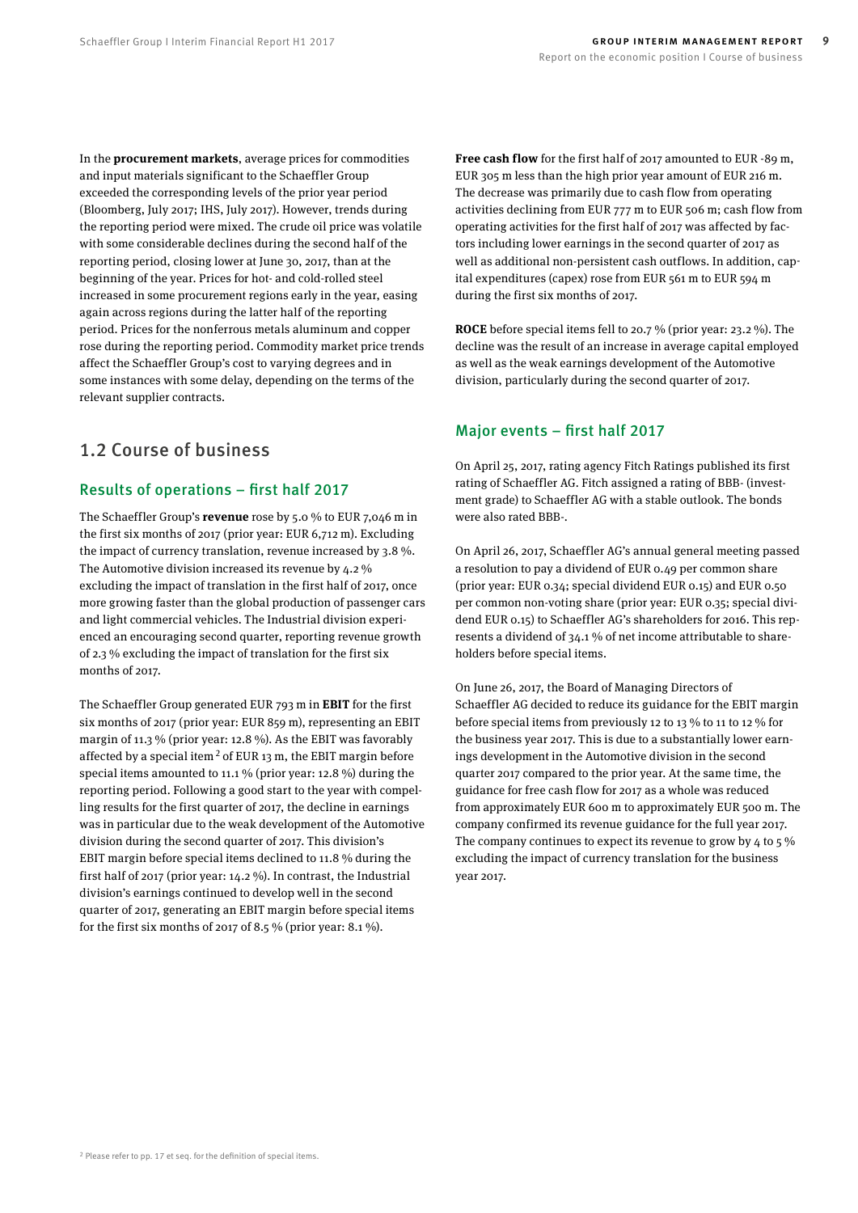In the **procurement markets**, average prices for commodities and input materials significant to the Schaeffler Group exceeded the corresponding levels of the prior year period (Bloomberg, July 2017; IHS, July 2017). However, trends during the reporting period were mixed. The crude oil price was volatile with some considerable declines during the second half of the reporting period, closing lower at June 30, 2017, than at the beginning of the year. Prices for hot- and cold-rolled steel increased in some procurement regions early in the year, easing again across regions during the latter half of the reporting period. Prices for the nonferrous metals aluminum and copper rose during the reporting period. Commodity market price trends affect the Schaeffler Group's cost to varying degrees and in some instances with some delay, depending on the terms of the relevant supplier contracts.

## 1.2 Course of business

### Results of operations – first half 2017

The Schaeffler Group's **revenue** rose by 5.0 % to EUR 7,046 m in the first six months of 2017 (prior year: EUR 6,712 m). Excluding the impact of currency translation, revenue increased by 3.8 %. The Automotive division increased its revenue by 4.2 % excluding the impact of translation in the first half of 2017, once more growing faster than the global production of passenger cars and light commercial vehicles. The Industrial division experienced an encouraging second quarter, reporting revenue growth of 2.3 % excluding the impact of translation for the first six months of 2017.

The Schaeffler Group generated EUR 793 m in **EBIT** for the first six months of 2017 (prior year: EUR 859 m), representing an EBIT margin of 11.3 % (prior year: 12.8 %). As the EBIT was favorably affected by a special item[2] of EUR 13 m, the EBIT margin before special items amounted to 11.1 % (prior year: 12.8 %) during the reporting period. Following a good start to the year with compelling results for the first quarter of 2017, the decline in earnings was in particular due to the weak development of the Automotive division during the second quarter of 2017. This division's EBIT margin before special items declined to 11.8 % during the first half of 2017 (prior year: 14.2 %). In contrast, the Industrial division's earnings continued to develop well in the second quarter of 2017, generating an EBIT margin before special items for the first six months of 2017 of 8.5 % (prior year: 8.1 %).

**Free cash flow** for the first half of 2017 amounted to EUR -89 m, EUR 305 m less than the high prior year amount of EUR 216 m. The decrease was primarily due to cash flow from operating activities declining from EUR 777 m to EUR 506 m; cash flow from operating activities for the first half of 2017 was affected by factors including lower earnings in the second quarter of 2017 as well as additional non-persistent cash outflows. In addition, capital expenditures (capex) rose from EUR 561 m to EUR 594 m during the first six months of 2017.

**ROCE** before special items fell to 20.7 % (prior year: 23.2 %). The decline was the result of an increase in average capital employed as well as the weak earnings development of the Automotive division, particularly during the second quarter of 2017.

### Major events – first half 2017

On April 25, 2017, rating agency Fitch Ratings published its first rating of Schaeffler AG. Fitch assigned a rating of BBB- (investment grade) to Schaeffler AG with a stable outlook. The bonds were also rated BBB-.

On April 26, 2017, Schaeffler AG's annual general meeting passed a resolution to pay a dividend of EUR 0.49 per common share (prior year: EUR 0.34; special dividend EUR 0.15) and EUR 0.50 per common non-voting share (prior year: EUR 0.35; special dividend EUR 0.15) to Schaeffler AG's shareholders for 2016. This represents a dividend of 34.1 % of net income attributable to shareholders before special items.

On June 26, 2017, the Board of Managing Directors of Schaeffler AG decided to reduce its guidance for the EBIT margin before special items from previously 12 to 13 % to 11 to 12 % for the business year 2017. This is due to a substantially lower earnings development in the Automotive division in the second quarter 2017 compared to the prior year. At the same time, the guidance for free cash flow for 2017 as a whole was reduced from approximately EUR 600 m to approximately EUR 500 m. The company confirmed its revenue guidance for the full year 2017. The company continues to expect its revenue to grow by 4 to 5 % excluding the impact of currency translation for the business year 2017.

[2] Please refer to pp. 17 et seq. for the definition of special items.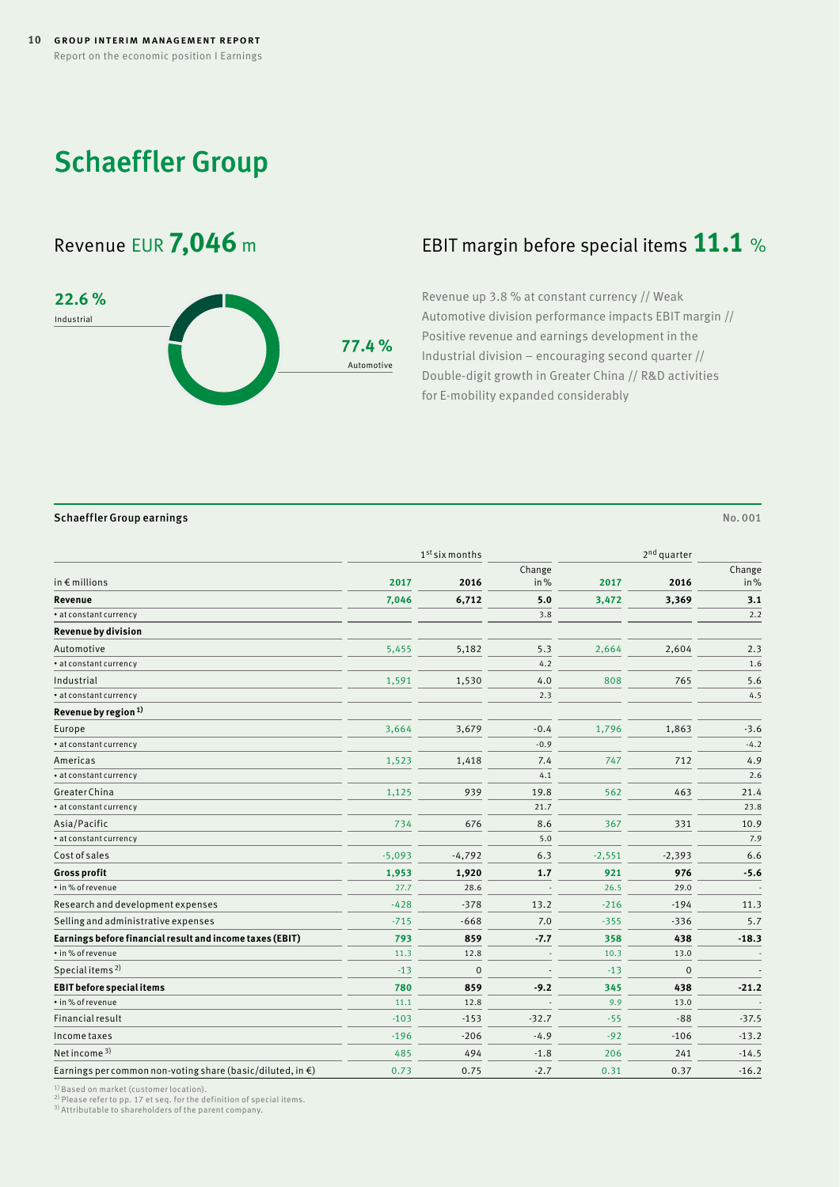# Schaeffler Group

## Revenue EUR 7,046 m

22.6 % Industrial

77.4 % Automotive

## EBIT margin before special items 11.1 %

Revenue up 3.8 % at constant currency // Weak Automotive division performance impacts EBIT margin // Positive revenue and earnings development in the Industrial division – encouraging second quarter // Double-digit growth in Greater China // R&D activities for E-mobility expanded considerably

**Schaeffler Group earnings** No. 001

| | 1st six months | | | 2nd quarter | | |
|---|---|---|---|---|---|---|
| in € millions | 2017 | 2016 | Change in % | 2017 | 2016 | Change in % |
| **Revenue** | **7,046** | **6,712** | **5.0** | **3,472** | **3,369** | **3.1** |
| • at constant currency | | | 3.8 | | | 2.2 |
| **Revenue by division** | | | | | | |
| Automotive | 5,455 | 5,182 | 5.3 | 2,664 | 2,604 | 2.3 |
| • at constant currency | | | 4.2 | | | 1.6 |
| Industrial | 1,591 | 1,530 | 4.0 | 808 | 765 | 5.6 |
| • at constant currency | | | 2.3 | | | 4.5 |
| **Revenue by region [1]** | | | | | | |
| Europe | 3,664 | 3,679 | -0.4 | 1,796 | 1,863 | -3.6 |
| • at constant currency | | | -0.9 | | | -4.2 |
| Americas | 1,523 | 1,418 | 7.4 | 747 | 712 | 4.9 |
| • at constant currency | | | 4.1 | | | 2.6 |
| Greater China | 1,125 | 939 | 19.8 | 562 | 463 | 21.4 |
| • at constant currency | | | 21.7 | | | 23.8 |
| Asia/Pacific | 734 | 676 | 8.6 | 367 | 331 | 10.9 |
| • at constant currency | | | 5.0 | | | 7.9 |
| Cost of sales | -5,093 | -4,792 | 6.3 | -2,551 | -2,393 | 6.6 |
| **Gross profit** | **1,953** | **1,920** | **1.7** | **921** | **976** | **-5.6** |
| • in % of revenue | 27.7 | 28.6 | - | 26.5 | 29.0 | - |
| Research and development expenses | -428 | -378 | 13.2 | -216 | -194 | 11.3 |
| Selling and administrative expenses | -715 | -668 | 7.0 | -355 | -336 | 5.7 |
| **Earnings before financial result and income taxes (EBIT)** | **793** | **859** | **-7.7** | **358** | **438** | **-18.3** |
| • in % of revenue | 11.3 | 12.8 | - | 10.3 | 13.0 | - |
| Special items [2] | -13 | 0 | - | -13 | 0 | - |
| **EBIT before special items** | **780** | **859** | **-9.2** | **345** | **438** | **-21.2** |
| • in % of revenue | 11.1 | 12.8 | - | 9.9 | 13.0 | - |
| Financial result | -103 | -153 | -32.7 | -55 | -88 | -37.5 |
| Income taxes | -196 | -206 | -4.9 | -92 | -106 | -13.2 |
| Net income [3] | 485 | 494 | -1.8 | 206 | 241 | -14.5 |
| Earnings per common non-voting share (basic/diluted, in €) | 0.73 | 0.75 | -2.7 | 0.31 | 0.37 | -16.2 |

[1] Based on market (customer location).
[2] Please refer to pp. 17 et seq. for the definition of special items.
[3] Attributable to shareholders of the parent company.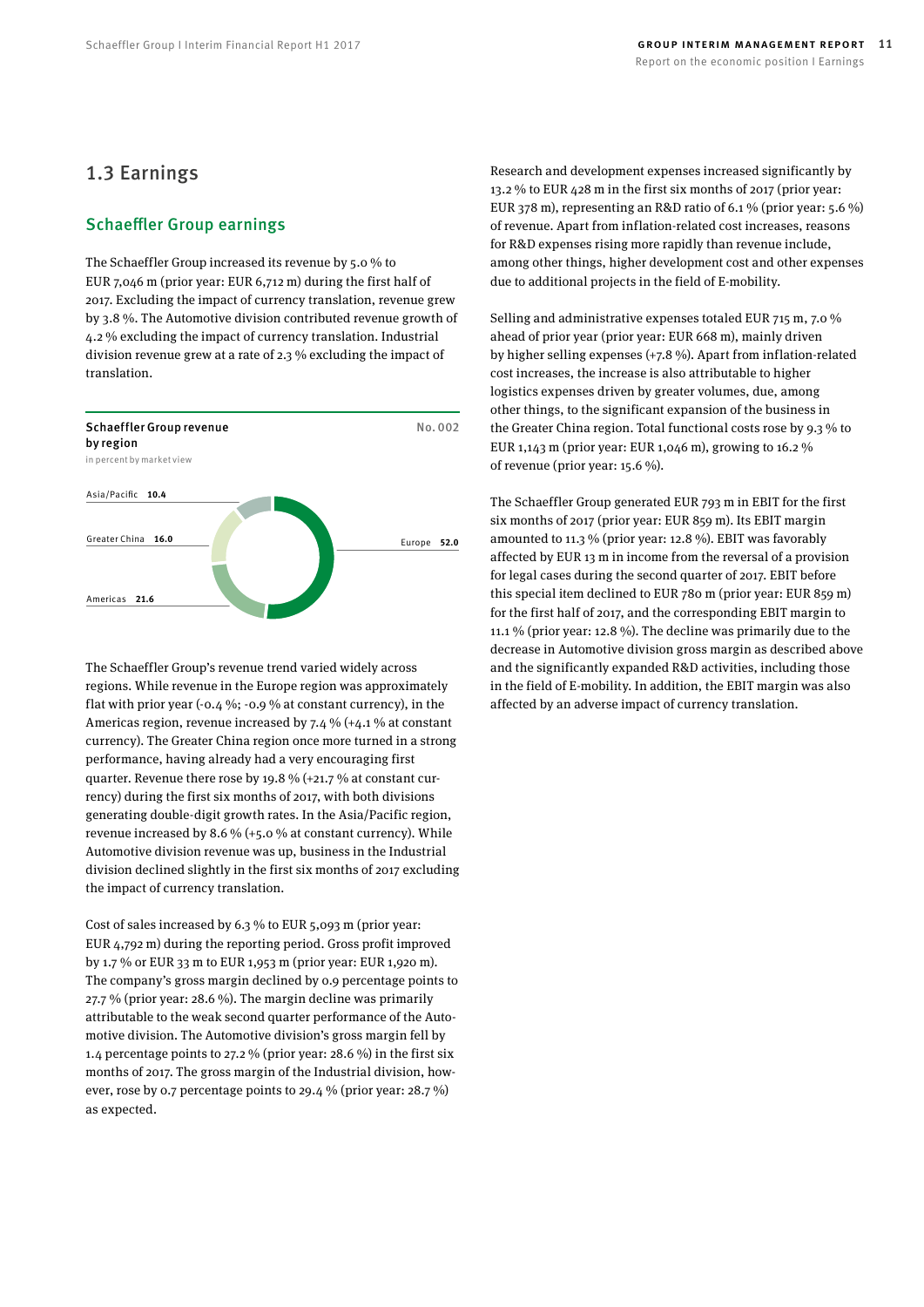## 1.3 Earnings

### Schaeffler Group earnings

The Schaeffler Group increased its revenue by 5.0 % to EUR 7,046 m (prior year: EUR 6,712 m) during the first half of 2017. Excluding the impact of currency translation, revenue grew by 3.8 %. The Automotive division contributed revenue growth of 4.2 % excluding the impact of currency translation. Industrial division revenue grew at a rate of 2.3 % excluding the impact of translation.

**Schaeffler Group revenue by region** No. 002
in percent by market view

| Region | % |
|---|---|
| Europe | 52.0 |
| Americas | 21.6 |
| Greater China | 16.0 |
| Asia/Pacific | 10.4 |

The Schaeffler Group's revenue trend varied widely across regions. While revenue in the Europe region was approximately flat with prior year (-0.4 %; -0.9 % at constant currency), in the Americas region, revenue increased by 7.4 % (+4.1 % at constant currency). The Greater China region once more turned in a strong performance, having already had a very encouraging first quarter. Revenue there rose by 19.8 % (+21.7 % at constant currency) during the first six months of 2017, with both divisions generating double-digit growth rates. In the Asia/Pacific region, revenue increased by 8.6 % (+5.0 % at constant currency). While Automotive division revenue was up, business in the Industrial division declined slightly in the first six months of 2017 excluding the impact of currency translation.

Cost of sales increased by 6.3 % to EUR 5,093 m (prior year: EUR 4,792 m) during the reporting period. Gross profit improved by 1.7 % or EUR 33 m to EUR 1,953 m (prior year: EUR 1,920 m). The company's gross margin declined by 0.9 percentage points to 27.7 % (prior year: 28.6 %). The margin decline was primarily attributable to the weak second quarter performance of the Automotive division. The Automotive division's gross margin fell by 1.4 percentage points to 27.2 % (prior year: 28.6 %) in the first six months of 2017. The gross margin of the Industrial division, however, rose by 0.7 percentage points to 29.4 % (prior year: 28.7 %) as expected.

Research and development expenses increased significantly by 13.2 % to EUR 428 m in the first six months of 2017 (prior year: EUR 378 m), representing an R&D ratio of 6.1 % (prior year: 5.6 %) of revenue. Apart from inflation-related cost increases, reasons for R&D expenses rising more rapidly than revenue include, among other things, higher development cost and other expenses due to additional projects in the field of E-mobility.

Selling and administrative expenses totaled EUR 715 m, 7.0 % ahead of prior year (prior year: EUR 668 m), mainly driven by higher selling expenses (+7.8 %). Apart from inflation-related cost increases, the increase is also attributable to higher logistics expenses driven by greater volumes, due, among other things, to the significant expansion of the business in the Greater China region. Total functional costs rose by 9.3 % to EUR 1,143 m (prior year: EUR 1,046 m), growing to 16.2 % of revenue (prior year: 15.6 %).

The Schaeffler Group generated EUR 793 m in EBIT for the first six months of 2017 (prior year: EUR 859 m). Its EBIT margin amounted to 11.3 % (prior year: 12.8 %). EBIT was favorably affected by EUR 13 m in income from the reversal of a provision for legal cases during the second quarter of 2017. EBIT before this special item declined to EUR 780 m (prior year: EUR 859 m) for the first half of 2017, and the corresponding EBIT margin to 11.1 % (prior year: 12.8 %). The decline was primarily due to the decrease in Automotive division gross margin as described above and the significantly expanded R&D activities, including those in the field of E-mobility. In addition, the EBIT margin was also affected by an adverse impact of currency translation.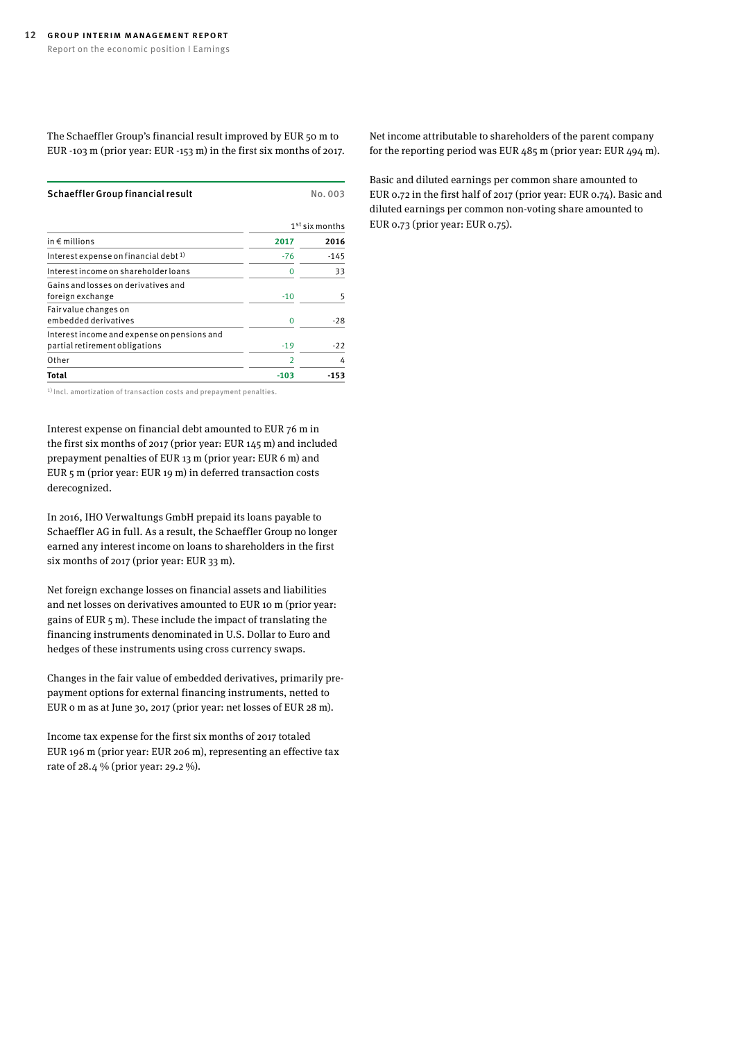The Schaeffler Group's financial result improved by EUR 50 m to EUR -103 m (prior year: EUR -153 m) in the first six months of 2017.

**Schaeffler Group financial result** No. 003

| | 1st six months | |
|---|---|---|
| in € millions | 2017 | 2016 |
| Interest expense on financial debt [1] | -76 | -145 |
| Interest income on shareholder loans | 0 | 33 |
| Gains and losses on derivatives and foreign exchange | -10 | 5 |
| Fair value changes on embedded derivatives | 0 | -28 |
| Interest income and expense on pensions and partial retirement obligations | -19 | -22 |
| Other | 2 | 4 |
| **Total** | **-103** | **-153** |

[1] Incl. amortization of transaction costs and prepayment penalties.

Interest expense on financial debt amounted to EUR 76 m in the first six months of 2017 (prior year: EUR 145 m) and included prepayment penalties of EUR 13 m (prior year: EUR 6 m) and EUR 5 m (prior year: EUR 19 m) in deferred transaction costs derecognized.

In 2016, IHO Verwaltungs GmbH prepaid its loans payable to Schaeffler AG in full. As a result, the Schaeffler Group no longer earned any interest income on loans to shareholders in the first six months of 2017 (prior year: EUR 33 m).

Net foreign exchange losses on financial assets and liabilities and net losses on derivatives amounted to EUR 10 m (prior year: gains of EUR 5 m). These include the impact of translating the financing instruments denominated in U.S. Dollar to Euro and hedges of these instruments using cross currency swaps.

Changes in the fair value of embedded derivatives, primarily prepayment options for external financing instruments, netted to EUR 0 m as at June 30, 2017 (prior year: net losses of EUR 28 m).

Income tax expense for the first six months of 2017 totaled EUR 196 m (prior year: EUR 206 m), representing an effective tax rate of 28.4 % (prior year: 29.2 %).

Net income attributable to shareholders of the parent company for the reporting period was EUR 485 m (prior year: EUR 494 m).

Basic and diluted earnings per common share amounted to EUR 0.72 in the first half of 2017 (prior year: EUR 0.74). Basic and diluted earnings per common non-voting share amounted to EUR 0.73 (prior year: EUR 0.75).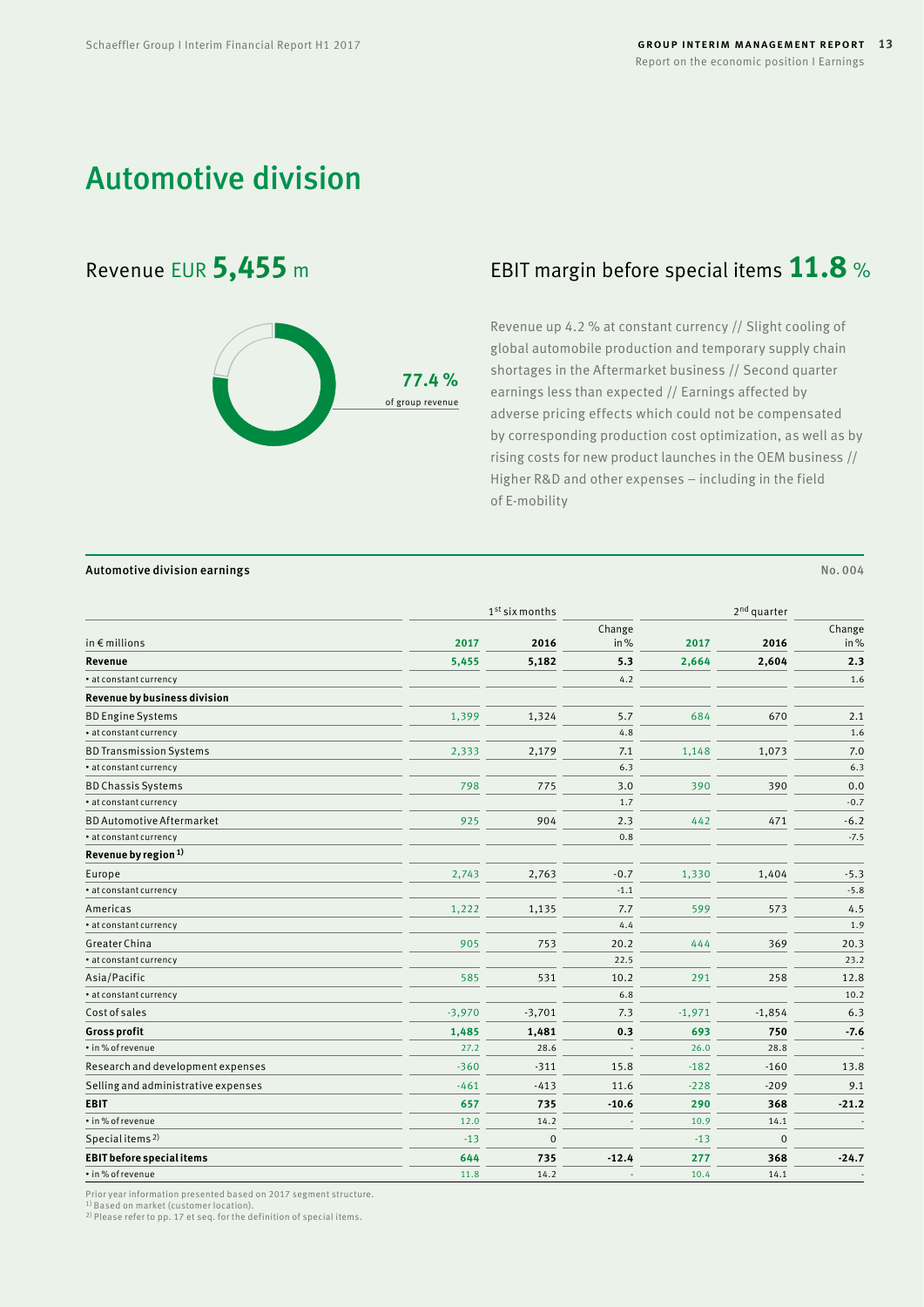# Automotive division

## Revenue EUR 5,455 m

77.4 %
of group revenue

## EBIT margin before special items 11.8 %

Revenue up 4.2 % at constant currency // Slight cooling of global automobile production and temporary supply chain shortages in the Aftermarket business // Second quarter earnings less than expected // Earnings affected by adverse pricing effects which could not be compensated by corresponding production cost optimization, as well as by rising costs for new product launches in the OEM business // Higher R&D and other expenses – including in the field of E-mobility

**Automotive division earnings** No. 004

| | 1st six months | | | 2nd quarter | | |
|---|---|---|---|---|---|---|
| in € millions | 2017 | 2016 | Change in % | 2017 | 2016 | Change in % |
| **Revenue** | **5,455** | **5,182** | **5.3** | **2,664** | **2,604** | **2.3** |
| • at constant currency | | | 4.2 | | | 1.6 |
| **Revenue by business division** | | | | | | |
| BD Engine Systems | 1,399 | 1,324 | 5.7 | 684 | 670 | 2.1 |
| • at constant currency | | | 4.8 | | | 1.6 |
| BD Transmission Systems | 2,333 | 2,179 | 7.1 | 1,148 | 1,073 | 7.0 |
| • at constant currency | | | 6.3 | | | 6.3 |
| BD Chassis Systems | 798 | 775 | 3.0 | 390 | 390 | 0.0 |
| • at constant currency | | | 1.7 | | | -0.7 |
| BD Automotive Aftermarket | 925 | 904 | 2.3 | 442 | 471 | -6.2 |
| • at constant currency | | | 0.8 | | | -7.5 |
| **Revenue by region [1)]** | | | | | | |
| Europe | 2,743 | 2,763 | -0.7 | 1,330 | 1,404 | -5.3 |
| • at constant currency | | | -1.1 | | | -5.8 |
| Americas | 1,222 | 1,135 | 7.7 | 599 | 573 | 4.5 |
| • at constant currency | | | 4.4 | | | 1.9 |
| Greater China | 905 | 753 | 20.2 | 444 | 369 | 20.3 |
| • at constant currency | | | 22.5 | | | 23.2 |
| Asia/Pacific | 585 | 531 | 10.2 | 291 | 258 | 12.8 |
| • at constant currency | | | 6.8 | | | 10.2 |
| Cost of sales | -3,970 | -3,701 | 7.3 | -1,971 | -1,854 | 6.3 |
| **Gross profit** | **1,485** | **1,481** | **0.3** | **693** | **750** | **-7.6** |
| • in % of revenue | 27.2 | 28.6 | - | 26.0 | 28.8 | - |
| Research and development expenses | -360 | -311 | 15.8 | -182 | -160 | 13.8 |
| Selling and administrative expenses | -461 | -413 | 11.6 | -228 | -209 | 9.1 |
| **EBIT** | **657** | **735** | **-10.6** | **290** | **368** | **-21.2** |
| • in % of revenue | 12.0 | 14.2 | - | 10.9 | 14.1 | - |
| Special items [2)] | -13 | 0 | | -13 | 0 | |
| **EBIT before special items** | **644** | **735** | **-12.4** | **277** | **368** | **-24.7** |
| • in % of revenue | 11.8 | 14.2 | - | 10.4 | 14.1 | - |

Prior year information presented based on 2017 segment structure.
[1)] Based on market (customer location).
[2)] Please refer to pp. 17 et seq. for the definition of special items.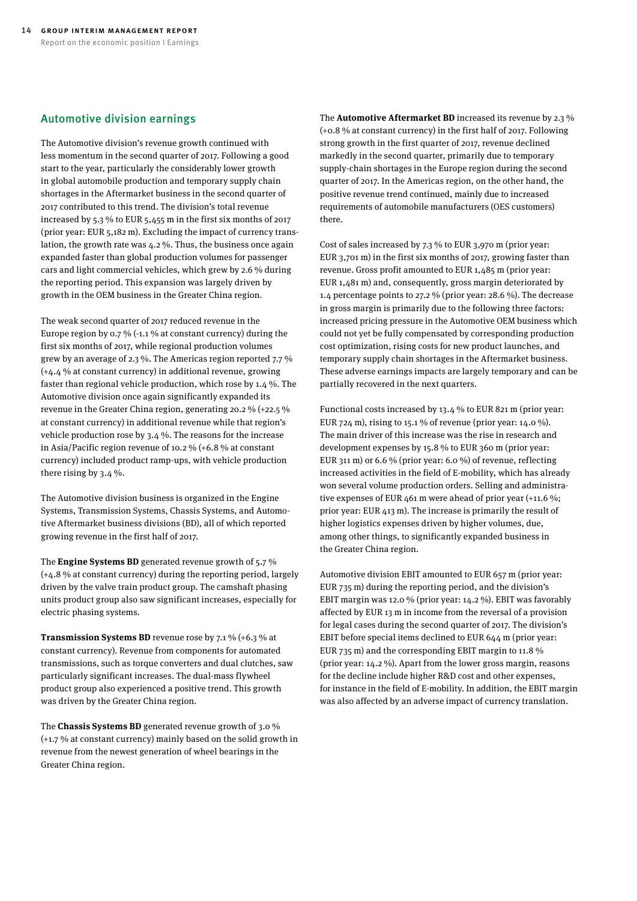## Automotive division earnings

The Automotive division's revenue growth continued with less momentum in the second quarter of 2017. Following a good start to the year, particularly the considerably lower growth in global automobile production and temporary supply chain shortages in the Aftermarket business in the second quarter of 2017 contributed to this trend. The division's total revenue increased by 5.3 % to EUR 5,455 m in the first six months of 2017 (prior year: EUR 5,182 m). Excluding the impact of currency translation, the growth rate was 4.2 %. Thus, the business once again expanded faster than global production volumes for passenger cars and light commercial vehicles, which grew by 2.6 % during the reporting period. This expansion was largely driven by growth in the OEM business in the Greater China region.

The weak second quarter of 2017 reduced revenue in the Europe region by 0.7 % (-1.1 % at constant currency) during the first six months of 2017, while regional production volumes grew by an average of 2.3 %. The Americas region reported 7.7 % (+4.4 % at constant currency) in additional revenue, growing faster than regional vehicle production, which rose by 1.4 %. The Automotive division once again significantly expanded its revenue in the Greater China region, generating 20.2 % (+22.5 % at constant currency) in additional revenue while that region's vehicle production rose by 3.4 %. The reasons for the increase in Asia/Pacific region revenue of 10.2 % (+6.8 % at constant currency) included product ramp-ups, with vehicle production there rising by 3.4 %.

The Automotive division business is organized in the Engine Systems, Transmission Systems, Chassis Systems, and Automotive Aftermarket business divisions (BD), all of which reported growing revenue in the first half of 2017.

The **Engine Systems BD** generated revenue growth of 5.7 % (+4.8 % at constant currency) during the reporting period, largely driven by the valve train product group. The camshaft phasing units product group also saw significant increases, especially for electric phasing systems.

**Transmission Systems BD** revenue rose by 7.1 % (+6.3 % at constant currency). Revenue from components for automated transmissions, such as torque converters and dual clutches, saw particularly significant increases. The dual-mass flywheel product group also experienced a positive trend. This growth was driven by the Greater China region.

The **Chassis Systems BD** generated revenue growth of 3.0 % (+1.7 % at constant currency) mainly based on the solid growth in revenue from the newest generation of wheel bearings in the Greater China region.

The **Automotive Aftermarket BD** increased its revenue by 2.3 % (+0.8 % at constant currency) in the first half of 2017. Following strong growth in the first quarter of 2017, revenue declined markedly in the second quarter, primarily due to temporary supply-chain shortages in the Europe region during the second quarter of 2017. In the Americas region, on the other hand, the positive revenue trend continued, mainly due to increased requirements of automobile manufacturers (OES customers) there.

Cost of sales increased by 7.3 % to EUR 3,970 m (prior year: EUR 3,701 m) in the first six months of 2017, growing faster than revenue. Gross profit amounted to EUR 1,485 m (prior year: EUR 1,481 m) and, consequently, gross margin deteriorated by 1.4 percentage points to 27.2 % (prior year: 28.6 %). The decrease in gross margin is primarily due to the following three factors: increased pricing pressure in the Automotive OEM business which could not yet be fully compensated by corresponding production cost optimization, rising costs for new product launches, and temporary supply chain shortages in the Aftermarket business. These adverse earnings impacts are largely temporary and can be partially recovered in the next quarters.

Functional costs increased by 13.4 % to EUR 821 m (prior year: EUR 724 m), rising to 15.1 % of revenue (prior year: 14.0 %). The main driver of this increase was the rise in research and development expenses by 15.8 % to EUR 360 m (prior year: EUR 311 m) or 6.6 % (prior year: 6.0 %) of revenue, reflecting increased activities in the field of E-mobility, which has already won several volume production orders. Selling and administrative expenses of EUR 461 m were ahead of prior year (+11.6 %; prior year: EUR 413 m). The increase is primarily the result of higher logistics expenses driven by higher volumes, due, among other things, to significantly expanded business in the Greater China region.

Automotive division EBIT amounted to EUR 657 m (prior year: EUR 735 m) during the reporting period, and the division's EBIT margin was 12.0 % (prior year: 14.2 %). EBIT was favorably affected by EUR 13 m in income from the reversal of a provision for legal cases during the second quarter of 2017. The division's EBIT before special items declined to EUR 644 m (prior year: EUR 735 m) and the corresponding EBIT margin to 11.8 % (prior year: 14.2 %). Apart from the lower gross margin, reasons for the decline include higher R&D cost and other expenses, for instance in the field of E-mobility. In addition, the EBIT margin was also affected by an adverse impact of currency translation.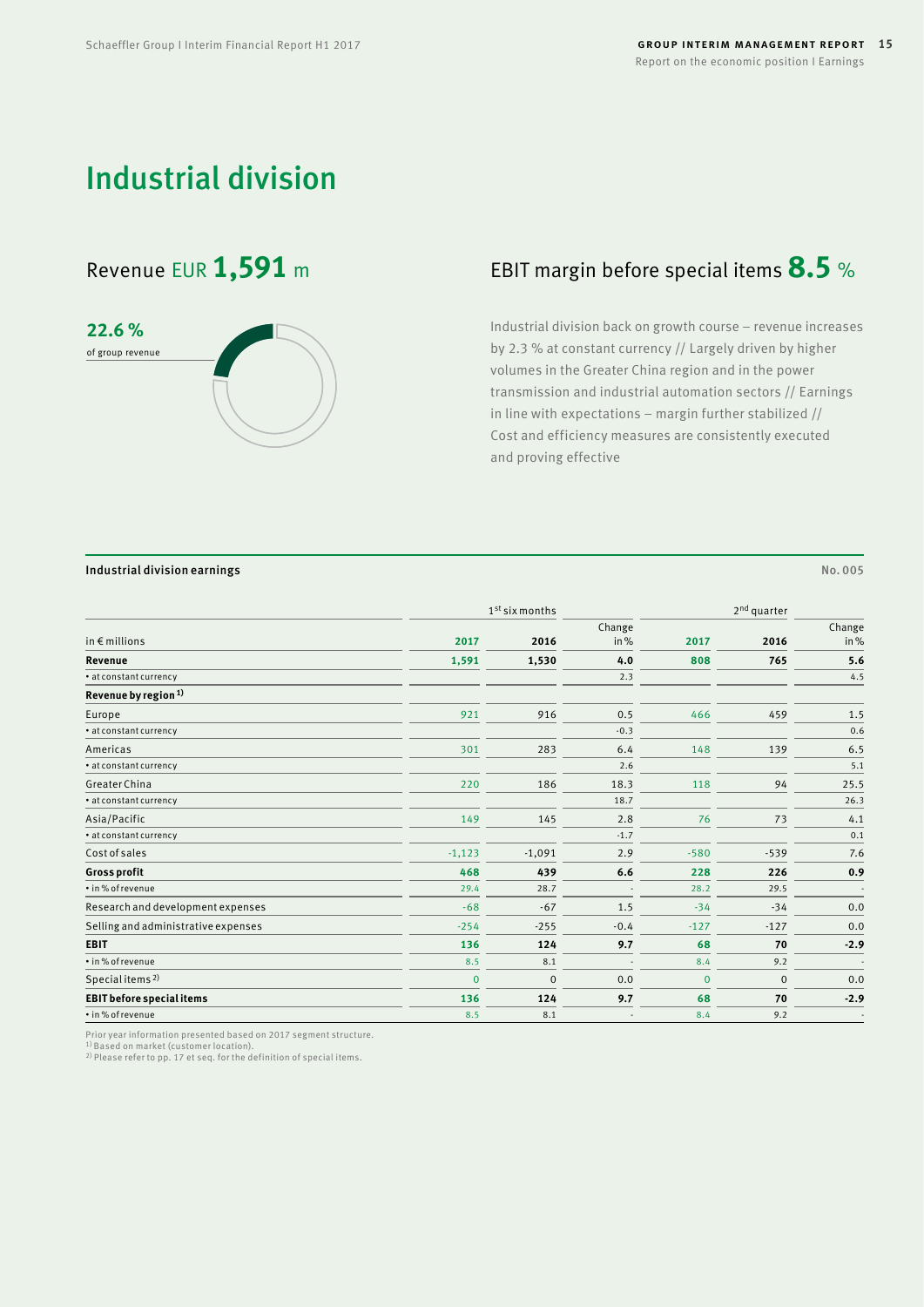# Industrial division

## Revenue EUR 1,591 m

**22.6 %**
of group revenue

## EBIT margin before special items 8.5 %

Industrial division back on growth course – revenue increases by 2.3 % at constant currency // Largely driven by higher volumes in the Greater China region and in the power transmission and industrial automation sectors // Earnings in line with expectations – margin further stabilized // Cost and efficiency measures are consistently executed and proving effective

**Industrial division earnings** No. 005

| | 1st six months | | | 2nd quarter | | |
|---|---|---|---|---|---|---|
| in € millions | 2017 | 2016 | Change in % | 2017 | 2016 | Change in % |
| **Revenue** | **1,591** | **1,530** | **4.0** | **808** | **765** | **5.6** |
| • at constant currency | | | 2.3 | | | 4.5 |
| **Revenue by region [1)]** | | | | | | |
| Europe | 921 | 916 | 0.5 | 466 | 459 | 1.5 |
| • at constant currency | | | -0.3 | | | 0.6 |
| Americas | 301 | 283 | 6.4 | 148 | 139 | 6.5 |
| • at constant currency | | | 2.6 | | | 5.1 |
| Greater China | 220 | 186 | 18.3 | 118 | 94 | 25.5 |
| • at constant currency | | | 18.7 | | | 26.3 |
| Asia/Pacific | 149 | 145 | 2.8 | 76 | 73 | 4.1 |
| • at constant currency | | | -1.7 | | | 0.1 |
| Cost of sales | -1,123 | -1,091 | 2.9 | -580 | -539 | 7.6 |
| **Gross profit** | **468** | **439** | **6.6** | **228** | **226** | **0.9** |
| • in % of revenue | 29.4 | 28.7 | - | 28.2 | 29.5 | - |
| Research and development expenses | -68 | -67 | 1.5 | -34 | -34 | 0.0 |
| Selling and administrative expenses | -254 | -255 | -0.4 | -127 | -127 | 0.0 |
| **EBIT** | **136** | **124** | **9.7** | **68** | **70** | **-2.9** |
| • in % of revenue | 8.5 | 8.1 | - | 8.4 | 9.2 | - |
| Special items [2)] | 0 | 0 | 0.0 | 0 | 0 | 0.0 |
| **EBIT before special items** | **136** | **124** | **9.7** | **68** | **70** | **-2.9** |
| • in % of revenue | 8.5 | 8.1 | - | 8.4 | 9.2 | - |

Prior year information presented based on 2017 segment structure.
[1)] Based on market (customer location).
[2)] Please refer to pp. 17 et seq. for the definition of special items.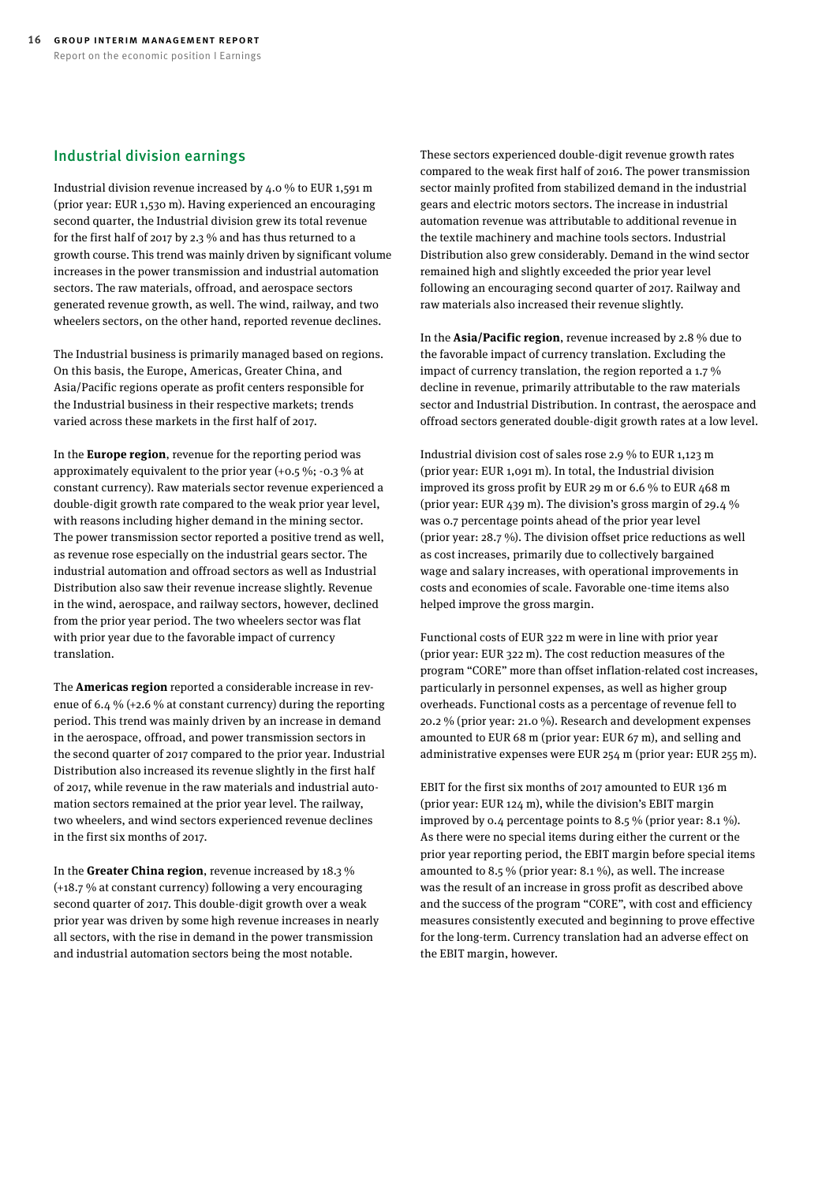## Industrial division earnings

Industrial division revenue increased by 4.0 % to EUR 1,591 m (prior year: EUR 1,530 m). Having experienced an encouraging second quarter, the Industrial division grew its total revenue for the first half of 2017 by 2.3 % and has thus returned to a growth course. This trend was mainly driven by significant volume increases in the power transmission and industrial automation sectors. The raw materials, offroad, and aerospace sectors generated revenue growth, as well. The wind, railway, and two wheelers sectors, on the other hand, reported revenue declines.

The Industrial business is primarily managed based on regions. On this basis, the Europe, Americas, Greater China, and Asia/Pacific regions operate as profit centers responsible for the Industrial business in their respective markets; trends varied across these markets in the first half of 2017.

In the **Europe region**, revenue for the reporting period was approximately equivalent to the prior year (+0.5 %; -0.3 % at constant currency). Raw materials sector revenue experienced a double-digit growth rate compared to the weak prior year level, with reasons including higher demand in the mining sector. The power transmission sector reported a positive trend as well, as revenue rose especially on the industrial gears sector. The industrial automation and offroad sectors as well as Industrial Distribution also saw their revenue increase slightly. Revenue in the wind, aerospace, and railway sectors, however, declined from the prior year period. The two wheelers sector was flat with prior year due to the favorable impact of currency translation.

The **Americas region** reported a considerable increase in revenue of 6.4 % (+2.6 % at constant currency) during the reporting period. This trend was mainly driven by an increase in demand in the aerospace, offroad, and power transmission sectors in the second quarter of 2017 compared to the prior year. Industrial Distribution also increased its revenue slightly in the first half of 2017, while revenue in the raw materials and industrial automation sectors remained at the prior year level. The railway, two wheelers, and wind sectors experienced revenue declines in the first six months of 2017.

In the **Greater China region**, revenue increased by 18.3 % (+18.7 % at constant currency) following a very encouraging second quarter of 2017. This double-digit growth over a weak prior year was driven by some high revenue increases in nearly all sectors, with the rise in demand in the power transmission and industrial automation sectors being the most notable. These sectors experienced double-digit revenue growth rates compared to the weak first half of 2016. The power transmission sector mainly profited from stabilized demand in the industrial gears and electric motors sectors. The increase in industrial automation revenue was attributable to additional revenue in the textile machinery and machine tools sectors. Industrial Distribution also grew considerably. Demand in the wind sector remained high and slightly exceeded the prior year level following an encouraging second quarter of 2017. Railway and raw materials also increased their revenue slightly.

In the **Asia/Pacific region**, revenue increased by 2.8 % due to the favorable impact of currency translation. Excluding the impact of currency translation, the region reported a 1.7 % decline in revenue, primarily attributable to the raw materials sector and Industrial Distribution. In contrast, the aerospace and offroad sectors generated double-digit growth rates at a low level.

Industrial division cost of sales rose 2.9 % to EUR 1,123 m (prior year: EUR 1,091 m). In total, the Industrial division improved its gross profit by EUR 29 m or 6.6 % to EUR 468 m (prior year: EUR 439 m). The division's gross margin of 29.4 % was 0.7 percentage points ahead of the prior year level (prior year: 28.7 %). The division offset price reductions as well as cost increases, primarily due to collectively bargained wage and salary increases, with operational improvements in costs and economies of scale. Favorable one-time items also helped improve the gross margin.

Functional costs of EUR 322 m were in line with prior year (prior year: EUR 322 m). The cost reduction measures of the program "CORE" more than offset inflation-related cost increases, particularly in personnel expenses, as well as higher group overheads. Functional costs as a percentage of revenue fell to 20.2 % (prior year: 21.0 %). Research and development expenses amounted to EUR 68 m (prior year: EUR 67 m), and selling and administrative expenses were EUR 254 m (prior year: EUR 255 m).

EBIT for the first six months of 2017 amounted to EUR 136 m (prior year: EUR 124 m), while the division's EBIT margin improved by 0.4 percentage points to 8.5 % (prior year: 8.1 %). As there were no special items during either the current or the prior year reporting period, the EBIT margin before special items amounted to 8.5 % (prior year: 8.1 %), as well. The increase was the result of an increase in gross profit as described above and the success of the program "CORE", with cost and efficiency measures consistently executed and beginning to prove effective for the long-term. Currency translation had an adverse effect on the EBIT margin, however.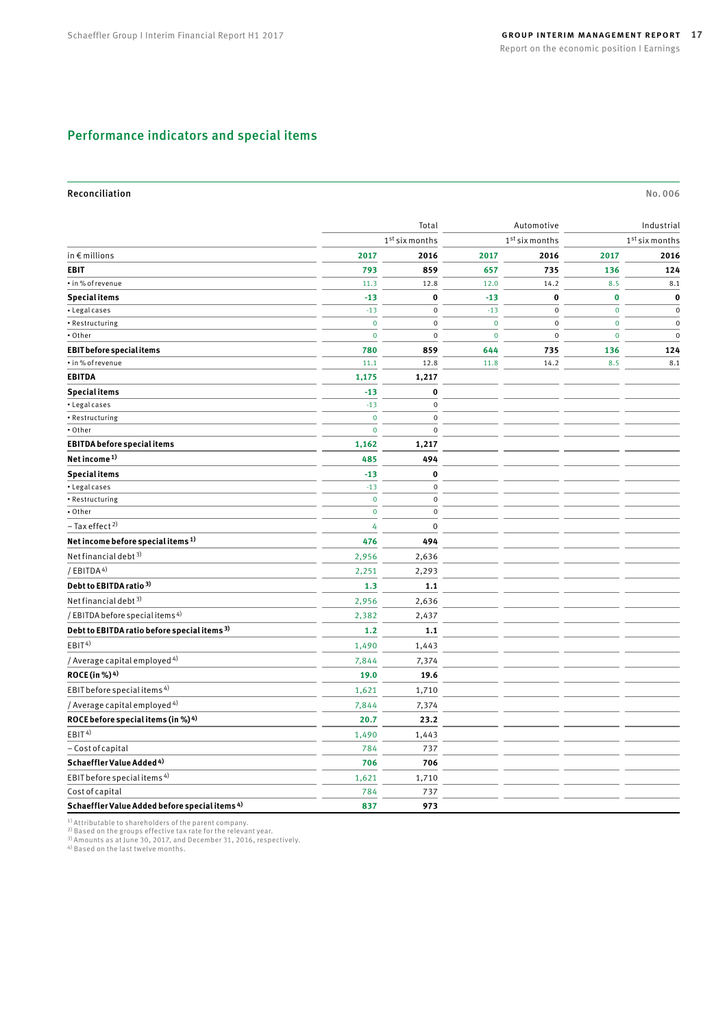## Performance indicators and special items

**Reconciliation** No. 006

| in € millions | Total | | Automotive | | Industrial | |
|---|---|---|---|---|---|---|
| | 1st six months | | 1st six months | | 1st six months | |
| | **2017** | **2016** | **2017** | **2016** | **2017** | **2016** |
| **EBIT** | **793** | **859** | **657** | **735** | **136** | **124** |
| • in % of revenue | 11.3 | 12.8 | 12.0 | 14.2 | 8.5 | 8.1 |
| **Special items** | **-13** | **0** | **-13** | **0** | **0** | **0** |
| • Legal cases | -13 | 0 | -13 | 0 | 0 | 0 |
| • Restructuring | 0 | 0 | 0 | 0 | 0 | 0 |
| • Other | 0 | 0 | 0 | 0 | 0 | 0 |
| **EBIT before special items** | **780** | **859** | **644** | **735** | **136** | **124** |
| • in % of revenue | 11.1 | 12.8 | 11.8 | 14.2 | 8.5 | 8.1 |
| **EBITDA** | **1,175** | **1,217** | | | | |
| **Special items** | **-13** | **0** | | | | |
| • Legal cases | -13 | 0 | | | | |
| • Restructuring | 0 | 0 | | | | |
| • Other | 0 | 0 | | | | |
| **EBITDA before special items** | **1,162** | **1,217** | | | | |
| **Net income [1]** | **485** | **494** | | | | |
| **Special items** | **-13** | **0** | | | | |
| • Legal cases | -13 | 0 | | | | |
| • Restructuring | 0 | 0 | | | | |
| • Other | 0 | 0 | | | | |
| – Tax effect [2] | 4 | 0 | | | | |
| **Net income before special items [1]** | **476** | **494** | | | | |
| Net financial debt [3] | 2,956 | 2,636 | | | | |
| / EBITDA [4] | 2,251 | 2,293 | | | | |
| **Debt to EBITDA ratio [3]** | **1.3** | **1.1** | | | | |
| Net financial debt [3] | 2,956 | 2,636 | | | | |
| / EBITDA before special items [4] | 2,382 | 2,437 | | | | |
| **Debt to EBITDA ratio before special items [3]** | **1.2** | **1.1** | | | | |
| EBIT [4] | 1,490 | 1,443 | | | | |
| / Average capital employed [4] | 7,844 | 7,374 | | | | |
| **ROCE (in %) [4]** | **19.0** | **19.6** | | | | |
| EBIT before special items [4] | 1,621 | 1,710 | | | | |
| / Average capital employed [4] | 7,844 | 7,374 | | | | |
| **ROCE before special items (in %) [4]** | **20.7** | **23.2** | | | | |
| EBIT [4] | 1,490 | 1,443 | | | | |
| – Cost of capital | 784 | 737 | | | | |
| **Schaeffler Value Added [4]** | **706** | **706** | | | | |
| EBIT before special items [4] | 1,621 | 1,710 | | | | |
| Cost of capital | 784 | 737 | | | | |
| **Schaeffler Value Added before special items [4]** | **837** | **973** | | | | |

[1] Attributable to shareholders of the parent company.
[2] Based on the groups effective tax rate for the relevant year.
[3] Amounts as at June 30, 2017, and December 31, 2016, respectively.
[4] Based on the last twelve months.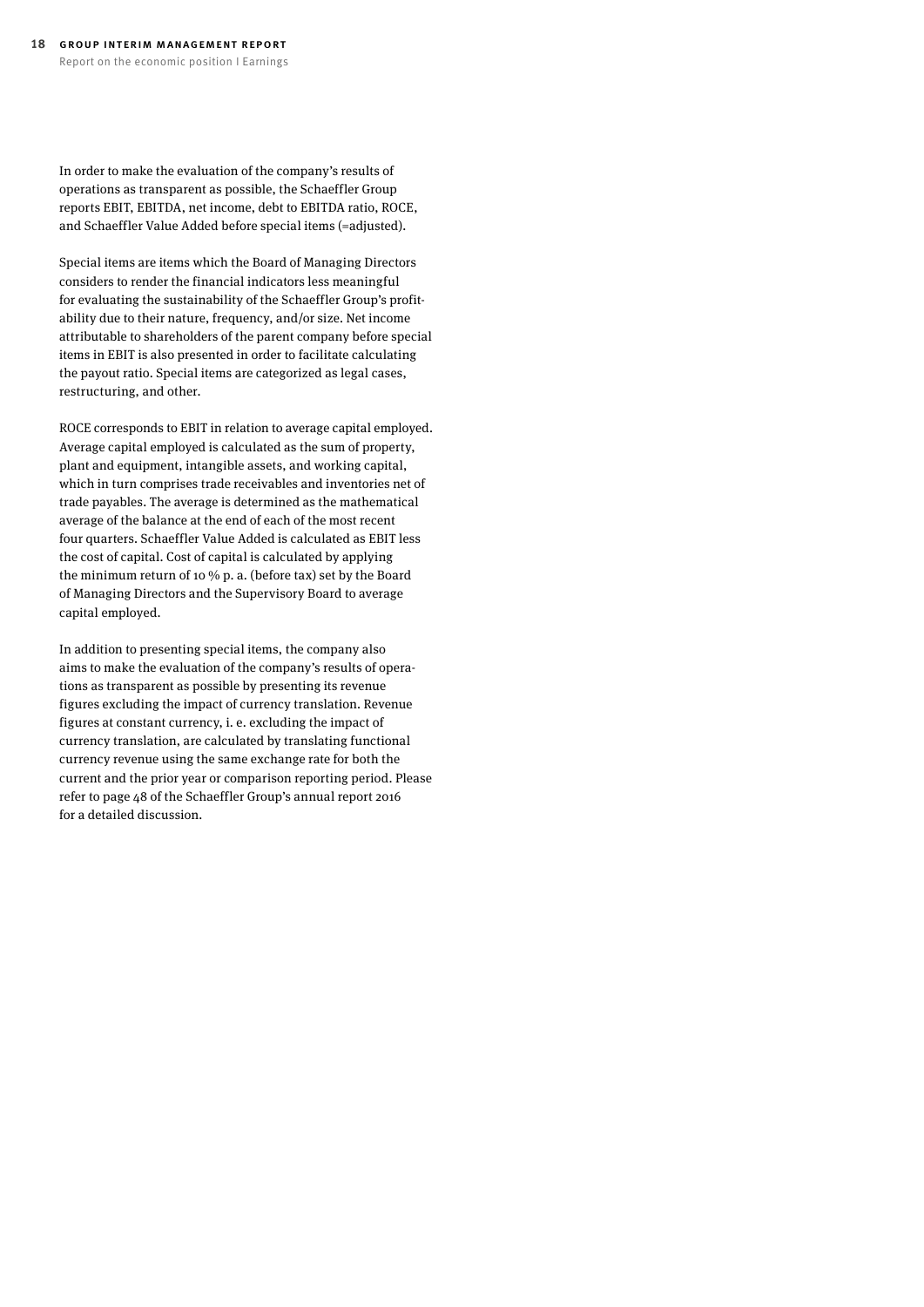In order to make the evaluation of the company's results of operations as transparent as possible, the Schaeffler Group reports EBIT, EBITDA, net income, debt to EBITDA ratio, ROCE, and Schaeffler Value Added before special items (=adjusted).

Special items are items which the Board of Managing Directors considers to render the financial indicators less meaningful for evaluating the sustainability of the Schaeffler Group's profitability due to their nature, frequency, and/or size. Net income attributable to shareholders of the parent company before special items in EBIT is also presented in order to facilitate calculating the payout ratio. Special items are categorized as legal cases, restructuring, and other.

ROCE corresponds to EBIT in relation to average capital employed. Average capital employed is calculated as the sum of property, plant and equipment, intangible assets, and working capital, which in turn comprises trade receivables and inventories net of trade payables. The average is determined as the mathematical average of the balance at the end of each of the most recent four quarters. Schaeffler Value Added is calculated as EBIT less the cost of capital. Cost of capital is calculated by applying the minimum return of 10 % p. a. (before tax) set by the Board of Managing Directors and the Supervisory Board to average capital employed.

In addition to presenting special items, the company also aims to make the evaluation of the company's results of operations as transparent as possible by presenting its revenue figures excluding the impact of currency translation. Revenue figures at constant currency, i. e. excluding the impact of currency translation, are calculated by translating functional currency revenue using the same exchange rate for both the current and the prior year or comparison reporting period. Please refer to page 48 of the Schaeffler Group's annual report 2016 for a detailed discussion.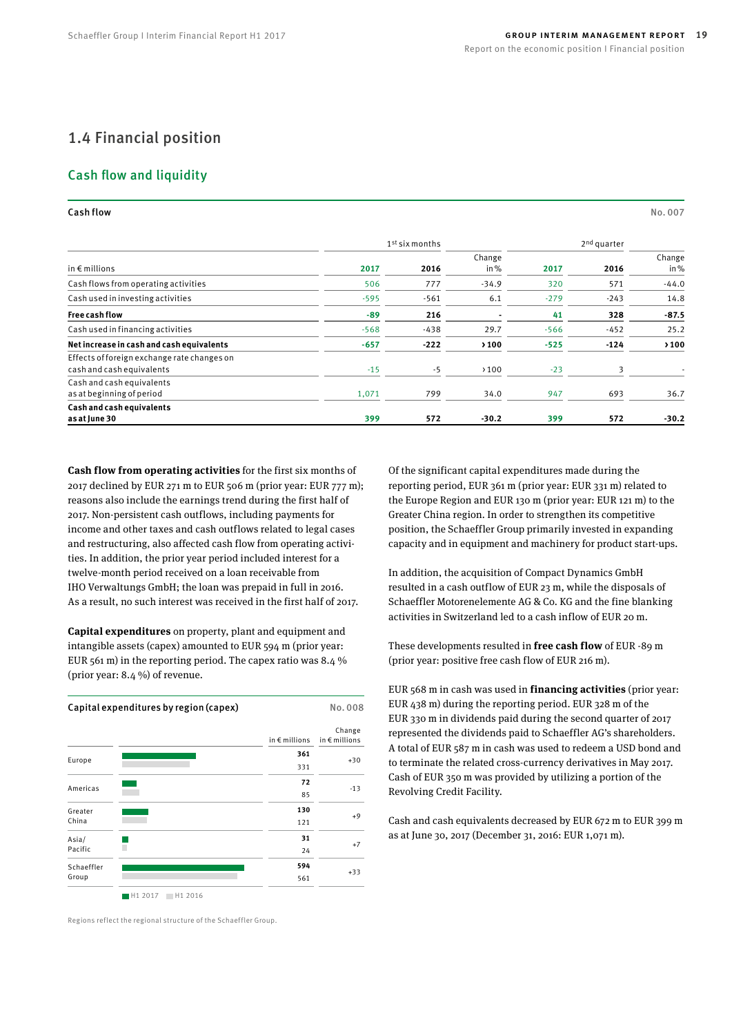## 1.4 Financial position

### Cash flow and liquidity

**Cash flow** No. 007

| in € millions | 1st six months 2017 | 1st six months 2016 | Change in % | 2nd quarter 2017 | 2nd quarter 2016 | Change in % |
|---|---|---|---|---|---|---|
| Cash flows from operating activities | 506 | 777 | -34.9 | 320 | 571 | -44.0 |
| Cash used in investing activities | -595 | -561 | 6.1 | -279 | -243 | 14.8 |
| **Free cash flow** | **-89** | **216** | **-** | **41** | **328** | **-87.5** |
| Cash used in financing activities | -568 | -438 | 29.7 | -566 | -452 | 25.2 |
| **Net increase in cash and cash equivalents** | **-657** | **-222** | **>100** | **-525** | **-124** | **>100** |
| Effects of foreign exchange rate changes on cash and cash equivalents | -15 | -5 | >100 | -23 | 3 | - |
| Cash and cash equivalents as at beginning of period | 1,071 | 799 | 34.0 | 947 | 693 | 36.7 |
| **Cash and cash equivalents as at June 30** | **399** | **572** | **-30.2** | **399** | **572** | **-30.2** |

**Cash flow from operating activities** for the first six months of 2017 declined by EUR 271 m to EUR 506 m (prior year: EUR 777 m); reasons also include the earnings trend during the first half of 2017. Non-persistent cash outflows, including payments for income and other taxes and cash outflows related to legal cases and restructuring, also affected cash flow from operating activities. In addition, the prior year period included interest for a twelve-month period received on a loan receivable from IHO Verwaltungs GmbH; the loan was prepaid in full in 2016. As a result, no such interest was received in the first half of 2017.

**Capital expenditures** on property, plant and equipment and intangible assets (capex) amounted to EUR 594 m (prior year: EUR 561 m) in the reporting period. The capex ratio was 8.4 % (prior year: 8.4 %) of revenue.

**Capital expenditures by region (capex)** No. 008

| Region | in € millions H1 2017 | in € millions H1 2016 | Change in € millions |
|---|---|---|---|
| Europe | 361 | 331 | +30 |
| Americas | 72 | 85 | -13 |
| Greater China | 130 | 121 | +9 |
| Asia/Pacific | 31 | 24 | +7 |
| Schaeffler Group | 594 | 561 | +33 |

Regions reflect the regional structure of the Schaeffler Group.

Of the significant capital expenditures made during the reporting period, EUR 361 m (prior year: EUR 331 m) related to the Europe Region and EUR 130 m (prior year: EUR 121 m) to the Greater China region. In order to strengthen its competitive position, the Schaeffler Group primarily invested in expanding capacity and in equipment and machinery for product start-ups.

In addition, the acquisition of Compact Dynamics GmbH resulted in a cash outflow of EUR 23 m, while the disposals of Schaeffler Motorenelemente AG & Co. KG and the fine blanking activities in Switzerland led to a cash inflow of EUR 20 m.

These developments resulted in **free cash flow** of EUR -89 m (prior year: positive free cash flow of EUR 216 m).

EUR 568 m in cash was used in **financing activities** (prior year: EUR 438 m) during the reporting period. EUR 328 m of the EUR 330 m in dividends paid during the second quarter of 2017 represented the dividends paid to Schaeffler AG's shareholders. A total of EUR 587 m in cash was used to redeem a USD bond and to terminate the related cross-currency derivatives in May 2017. Cash of EUR 350 m was provided by utilizing a portion of the Revolving Credit Facility.

Cash and cash equivalents decreased by EUR 672 m to EUR 399 m as at June 30, 2017 (December 31, 2016: EUR 1,071 m).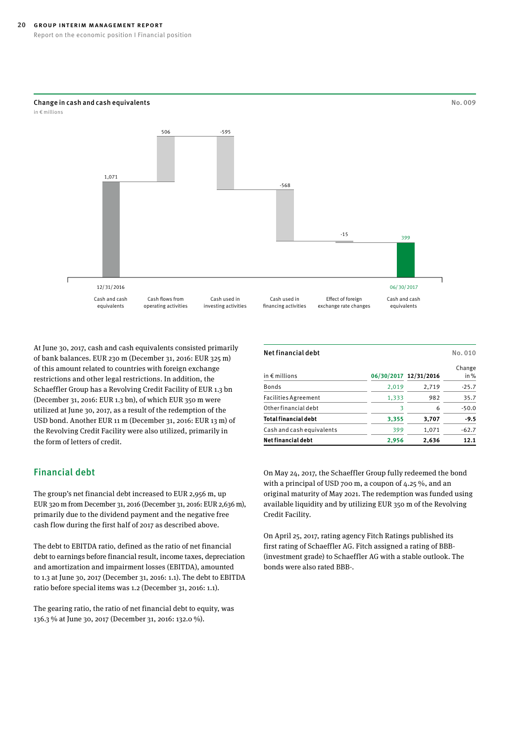**Change in cash and cash equivalents** No. 009

in € millions

| | 12/31/2016 Cash and cash equivalents | Cash flows from operating activities | Cash used in investing activities | Cash used in financing activities | Effect of foreign exchange rate changes | 06/30/2017 Cash and cash equivalents |
|---|---|---|---|---|---|---|
| in € millions | 1,071 | 506 | -595 | -568 | -15 | 399 |

At June 30, 2017, cash and cash equivalents consisted primarily of bank balances. EUR 230 m (December 31, 2016: EUR 325 m) of this amount related to countries with foreign exchange restrictions and other legal restrictions. In addition, the Schaeffler Group has a Revolving Credit Facility of EUR 1.3 bn (December 31, 2016: EUR 1.3 bn), of which EUR 350 m were utilized at June 30, 2017, as a result of the redemption of the USD bond. Another EUR 11 m (December 31, 2016: EUR 13 m) of the Revolving Credit Facility were also utilized, primarily in the form of letters of credit.

## Financial debt

The group's net financial debt increased to EUR 2,956 m, up EUR 320 m from December 31, 2016 (December 31, 2016: EUR 2,636 m), primarily due to the dividend payment and the negative free cash flow during the first half of 2017 as described above.

The debt to EBITDA ratio, defined as the ratio of net financial debt to earnings before financial result, income taxes, depreciation and amortization and impairment losses (EBITDA), amounted to 1.3 at June 30, 2017 (December 31, 2016: 1.1). The debt to EBITDA ratio before special items was 1.2 (December 31, 2016: 1.1).

The gearing ratio, the ratio of net financial debt to equity, was 136.3 % at June 30, 2017 (December 31, 2016: 132.0 %).

**Net financial debt** No. 010

| in € millions | 06/30/2017 | 12/31/2016 | Change in % |
|---|---|---|---|
| Bonds | 2,019 | 2,719 | -25.7 |
| Facilities Agreement | 1,333 | 982 | 35.7 |
| Other financial debt | 3 | 6 | -50.0 |
| **Total financial debt** | **3,355** | **3,707** | **-9.5** |
| Cash and cash equivalents | 399 | 1,071 | -62.7 |
| **Net financial debt** | **2,956** | **2,636** | **12.1** |

On May 24, 2017, the Schaeffler Group fully redeemed the bond with a principal of USD 700 m, a coupon of 4.25 %, and an original maturity of May 2021. The redemption was funded using available liquidity and by utilizing EUR 350 m of the Revolving Credit Facility.

On April 25, 2017, rating agency Fitch Ratings published its first rating of Schaeffler AG. Fitch assigned a rating of BBB- (investment grade) to Schaeffler AG with a stable outlook. The bonds were also rated BBB-.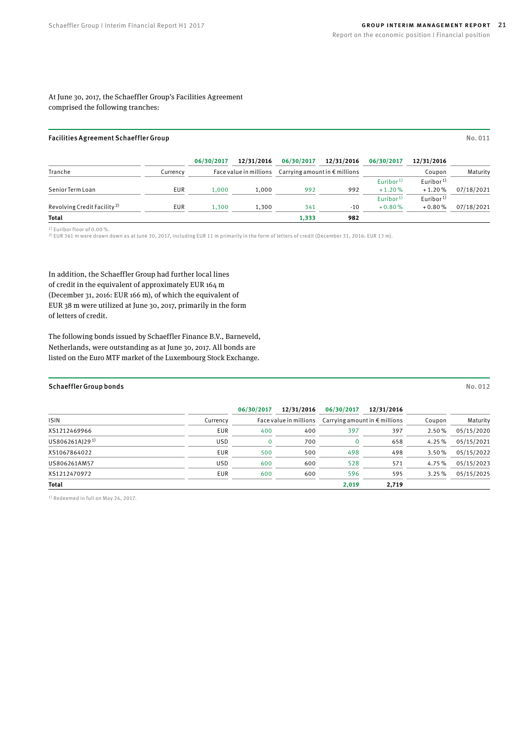At June 30, 2017, the Schaeffler Group's Facilities Agreement comprised the following tranches:

### Facilities Agreement Schaeffler Group

No. 011

| Tranche | Currency | Face value in millions 06/30/2017 | Face value in millions 12/31/2016 | Carrying amount in € millions 06/30/2017 | Carrying amount in € millions 12/31/2016 | Coupon 06/30/2017 | Coupon 12/31/2016 | Maturity |
|---|---|---|---|---|---|---|---|---|
| Senior Term Loan | EUR | 1,000 | 1,000 | 992 | 992 | Euribor[1] + 1.20 % | Euribor[1] + 1.20 % | 07/18/2021 |
| Revolving Credit Facility[2] | EUR | 1,300 | 1,300 | 341 | -10 | Euribor[1] + 0.80 % | Euribor[1] + 0.80 % | 07/18/2021 |
| **Total** | | | | **1,333** | **982** | | | |

[1] Euribor floor of 0.00 %.
[2] EUR 361 m were drawn down as at June 30, 2017, including EUR 11 m primarily in the form of letters of credit (December 31, 2016: EUR 13 m).

In addition, the Schaeffler Group had further local lines of credit in the equivalent of approximately EUR 164 m (December 31, 2016: EUR 166 m), of which the equivalent of EUR 38 m were utilized at June 30, 2017, primarily in the form of letters of credit.

The following bonds issued by Schaeffler Finance B.V., Barneveld, Netherlands, were outstanding as at June 30, 2017. All bonds are listed on the Euro MTF market of the Luxembourg Stock Exchange.

### Schaeffler Group bonds

No. 012

| ISIN | Currency | Face value in millions 06/30/2017 | Face value in millions 12/31/2016 | Carrying amount in € millions 06/30/2017 | Carrying amount in € millions 12/31/2016 | Coupon | Maturity |
|---|---|---|---|---|---|---|---|
| XS1212469966 | EUR | 400 | 400 | 397 | 397 | 2.50 % | 05/15/2020 |
| US806261AJ29[1] | USD | 0 | 700 | 0 | 658 | 4.25 % | 05/15/2021 |
| XS1067864022 | EUR | 500 | 500 | 498 | 498 | 3.50 % | 05/15/2022 |
| US806261AM57 | USD | 600 | 600 | 528 | 571 | 4.75 % | 05/15/2023 |
| XS1212470972 | EUR | 600 | 600 | 596 | 595 | 3.25 % | 05/15/2025 |
| **Total** | | | | **2,019** | **2,719** | | |

[1] Redeemed in full on May 24, 2017.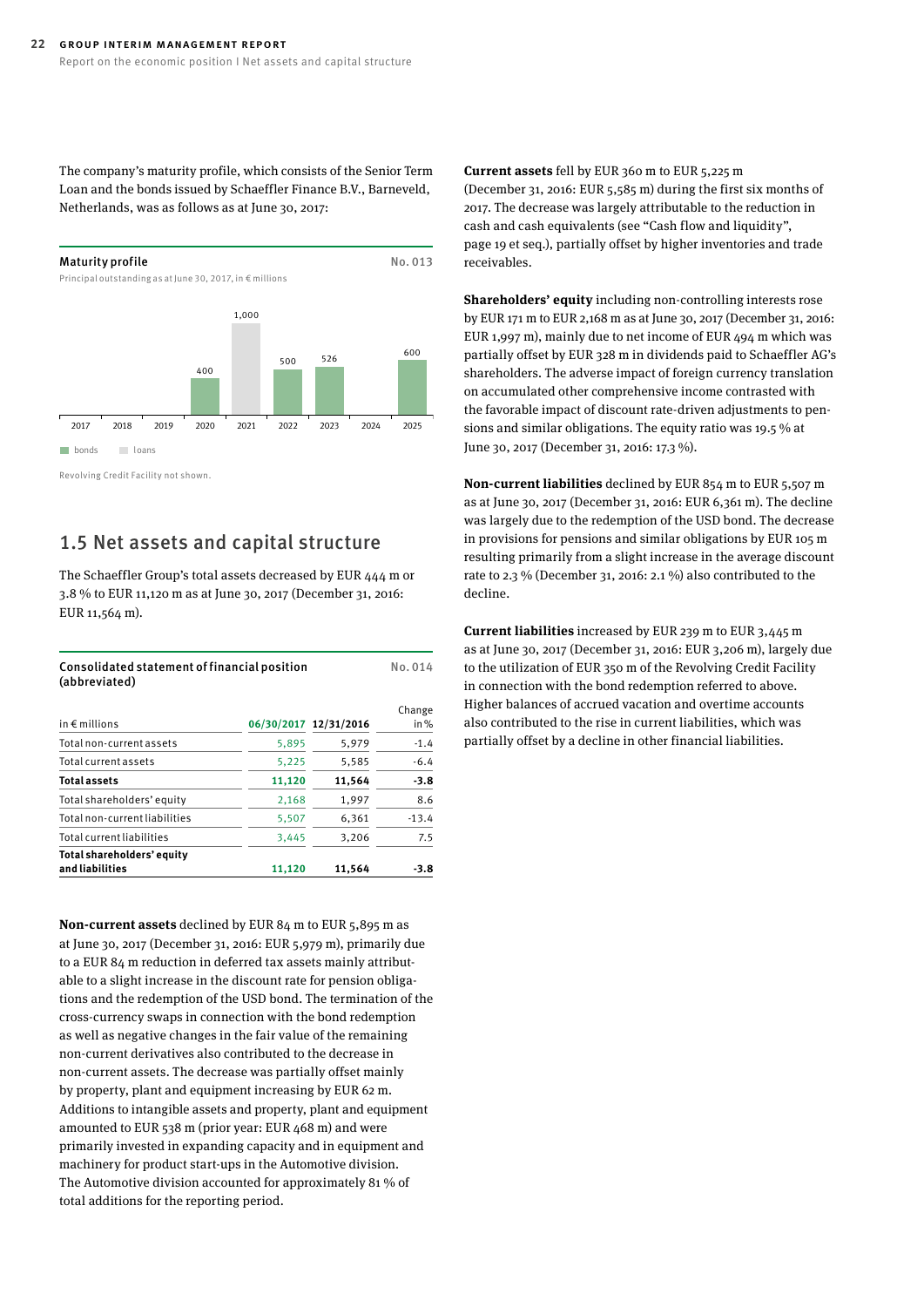The company's maturity profile, which consists of the Senior Term Loan and the bonds issued by Schaeffler Finance B.V., Barneveld, Netherlands, was as follows as at June 30, 2017:

**Maturity profile** No. 013

Principal outstanding as at June 30, 2017, in € millions

| Year | Amount | Type |
|---|---|---|
| 2017 | | |
| 2018 | | |
| 2019 | | |
| 2020 | 400 | bonds |
| 2021 | 1,000 | loans |
| 2022 | 500 | bonds |
| 2023 | 526 | bonds |
| 2024 | | |
| 2025 | 600 | bonds |

Revolving Credit Facility not shown.

## 1.5 Net assets and capital structure

The Schaeffler Group's total assets decreased by EUR 444 m or 3.8 % to EUR 11,120 m as at June 30, 2017 (December 31, 2016: EUR 11,564 m).

**Consolidated statement of financial position (abbreviated)** No. 014

| in € millions | 06/30/2017 | 12/31/2016 | Change in % |
|---|---|---|---|
| Total non-current assets | 5,895 | 5,979 | -1.4 |
| Total current assets | 5,225 | 5,585 | -6.4 |
| **Total assets** | **11,120** | **11,564** | **-3.8** |
| Total shareholders' equity | 2,168 | 1,997 | 8.6 |
| Total non-current liabilities | 5,507 | 6,361 | -13.4 |
| Total current liabilities | 3,445 | 3,206 | 7.5 |
| **Total shareholders' equity and liabilities** | **11,120** | **11,564** | **-3.8** |

**Non-current assets** declined by EUR 84 m to EUR 5,895 m as at June 30, 2017 (December 31, 2016: EUR 5,979 m), primarily due to a EUR 84 m reduction in deferred tax assets mainly attributable to a slight increase in the discount rate for pension obligations and the redemption of the USD bond. The termination of the cross-currency swaps in connection with the bond redemption as well as negative changes in the fair value of the remaining non-current derivatives also contributed to the decrease in non-current assets. The decrease was partially offset mainly by property, plant and equipment increasing by EUR 62 m. Additions to intangible assets and property, plant and equipment amounted to EUR 538 m (prior year: EUR 468 m) and were primarily invested in expanding capacity and in equipment and machinery for product start-ups in the Automotive division. The Automotive division accounted for approximately 81 % of total additions for the reporting period.

**Current assets** fell by EUR 360 m to EUR 5,225 m (December 31, 2016: EUR 5,585 m) during the first six months of 2017. The decrease was largely attributable to the reduction in cash and cash equivalents (see "Cash flow and liquidity", page 19 et seq.), partially offset by higher inventories and trade receivables.

**Shareholders' equity** including non-controlling interests rose by EUR 171 m to EUR 2,168 m as at June 30, 2017 (December 31, 2016: EUR 1,997 m), mainly due to net income of EUR 494 m which was partially offset by EUR 328 m in dividends paid to Schaeffler AG's shareholders. The adverse impact of foreign currency translation on accumulated other comprehensive income contrasted with the favorable impact of discount rate-driven adjustments to pensions and similar obligations. The equity ratio was 19.5 % at June 30, 2017 (December 31, 2016: 17.3 %).

**Non-current liabilities** declined by EUR 854 m to EUR 5,507 m as at June 30, 2017 (December 31, 2016: EUR 6,361 m). The decline was largely due to the redemption of the USD bond. The decrease in provisions for pensions and similar obligations by EUR 105 m resulting primarily from a slight increase in the average discount rate to 2.3 % (December 31, 2016: 2.1 %) also contributed to the decline.

**Current liabilities** increased by EUR 239 m to EUR 3,445 m as at June 30, 2017 (December 31, 2016: EUR 3,206 m), largely due to the utilization of EUR 350 m of the Revolving Credit Facility in connection with the bond redemption referred to above. Higher balances of accrued vacation and overtime accounts also contributed to the rise in current liabilities, which was partially offset by a decline in other financial liabilities.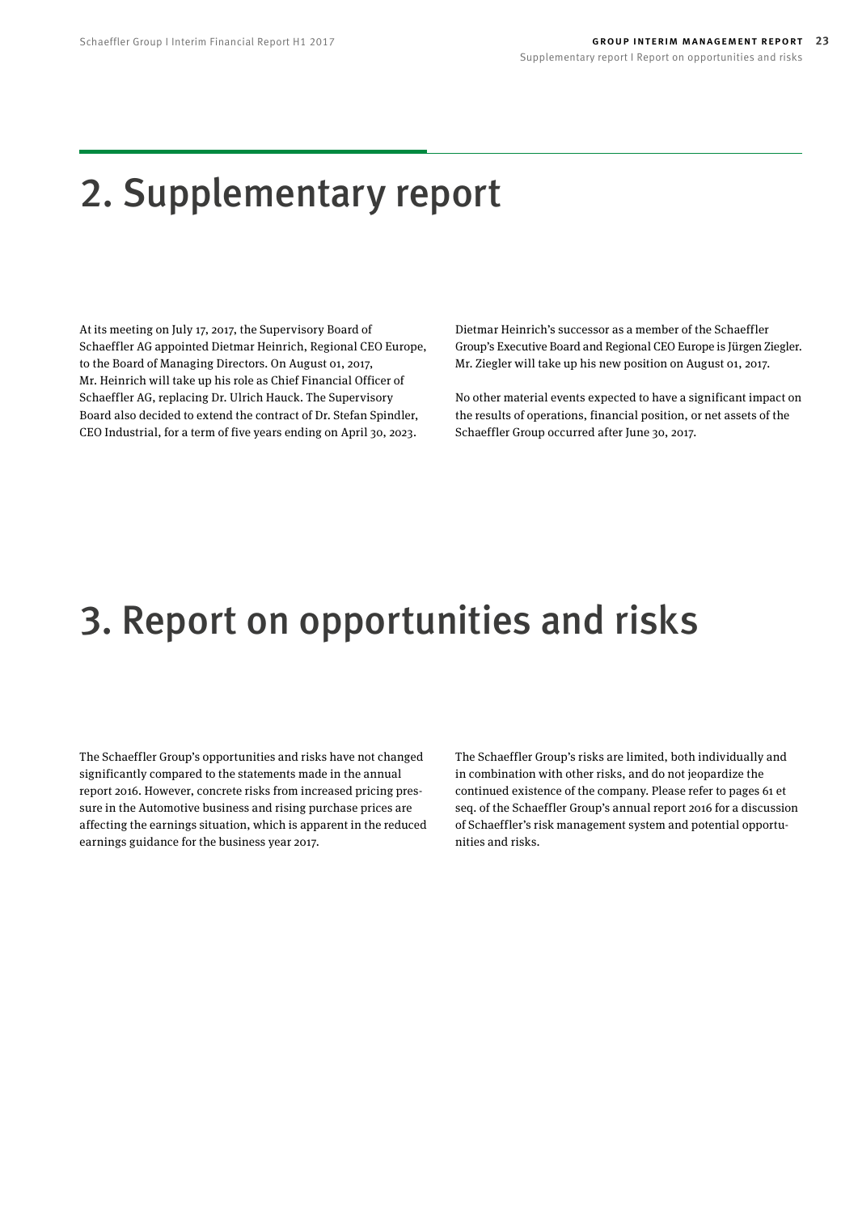# 2. Supplementary report

At its meeting on July 17, 2017, the Supervisory Board of Schaeffler AG appointed Dietmar Heinrich, Regional CEO Europe, to the Board of Managing Directors. On August 01, 2017, Mr. Heinrich will take up his role as Chief Financial Officer of Schaeffler AG, replacing Dr. Ulrich Hauck. The Supervisory Board also decided to extend the contract of Dr. Stefan Spindler, CEO Industrial, for a term of five years ending on April 30, 2023.

Dietmar Heinrich's successor as a member of the Schaeffler Group's Executive Board and Regional CEO Europe is Jürgen Ziegler. Mr. Ziegler will take up his new position on August 01, 2017.

No other material events expected to have a significant impact on the results of operations, financial position, or net assets of the Schaeffler Group occurred after June 30, 2017.

# 3. Report on opportunities and risks

The Schaeffler Group's opportunities and risks have not changed significantly compared to the statements made in the annual report 2016. However, concrete risks from increased pricing pressure in the Automotive business and rising purchase prices are affecting the earnings situation, which is apparent in the reduced earnings guidance for the business year 2017.

The Schaeffler Group's risks are limited, both individually and in combination with other risks, and do not jeopardize the continued existence of the company. Please refer to pages 61 et seq. of the Schaeffler Group's annual report 2016 for a discussion of Schaeffler's risk management system and potential opportunities and risks.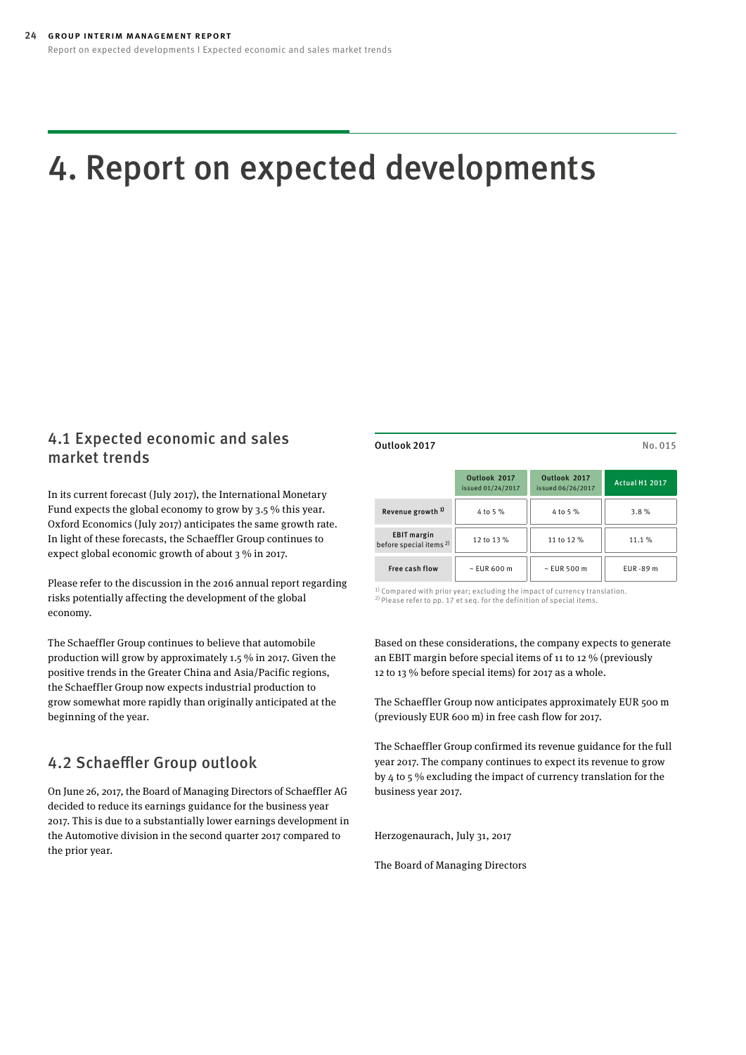# 4. Report on expected developments

## 4.1 Expected economic and sales market trends

In its current forecast (July 2017), the International Monetary Fund expects the global economy to grow by 3.5 % this year. Oxford Economics (July 2017) anticipates the same growth rate. In light of these forecasts, the Schaeffler Group continues to expect global economic growth of about 3 % in 2017.

Please refer to the discussion in the 2016 annual report regarding risks potentially affecting the development of the global economy.

The Schaeffler Group continues to believe that automobile production will grow by approximately 1.5 % in 2017. Given the positive trends in the Greater China and Asia/Pacific regions, the Schaeffler Group now expects industrial production to grow somewhat more rapidly than originally anticipated at the beginning of the year.

## 4.2 Schaeffler Group outlook

On June 26, 2017, the Board of Managing Directors of Schaeffler AG decided to reduce its earnings guidance for the business year 2017. This is due to a substantially lower earnings development in the Automotive division in the second quarter 2017 compared to the prior year.

**Outlook 2017** No. 015

| | Outlook 2017 issued 01/24/2017 | Outlook 2017 issued 06/26/2017 | Actual H1 2017 |
|---|---|---|---|
| Revenue growth [1] | 4 to 5 % | 4 to 5 % | 3.8 % |
| EBIT margin before special items [2] | 12 to 13 % | 11 to 12 % | 11.1 % |
| Free cash flow | ~ EUR 600 m | ~ EUR 500 m | EUR -89 m |

[1] Compared with prior year; excluding the impact of currency translation.
[2] Please refer to pp. 17 et seq. for the definition of special items.

Based on these considerations, the company expects to generate an EBIT margin before special items of 11 to 12 % (previously 12 to 13 % before special items) for 2017 as a whole.

The Schaeffler Group now anticipates approximately EUR 500 m (previously EUR 600 m) in free cash flow for 2017.

The Schaeffler Group confirmed its revenue guidance for the full year 2017. The company continues to expect its revenue to grow by 4 to 5 % excluding the impact of currency translation for the business year 2017.

Herzogenaurach, July 31, 2017

The Board of Managing Directors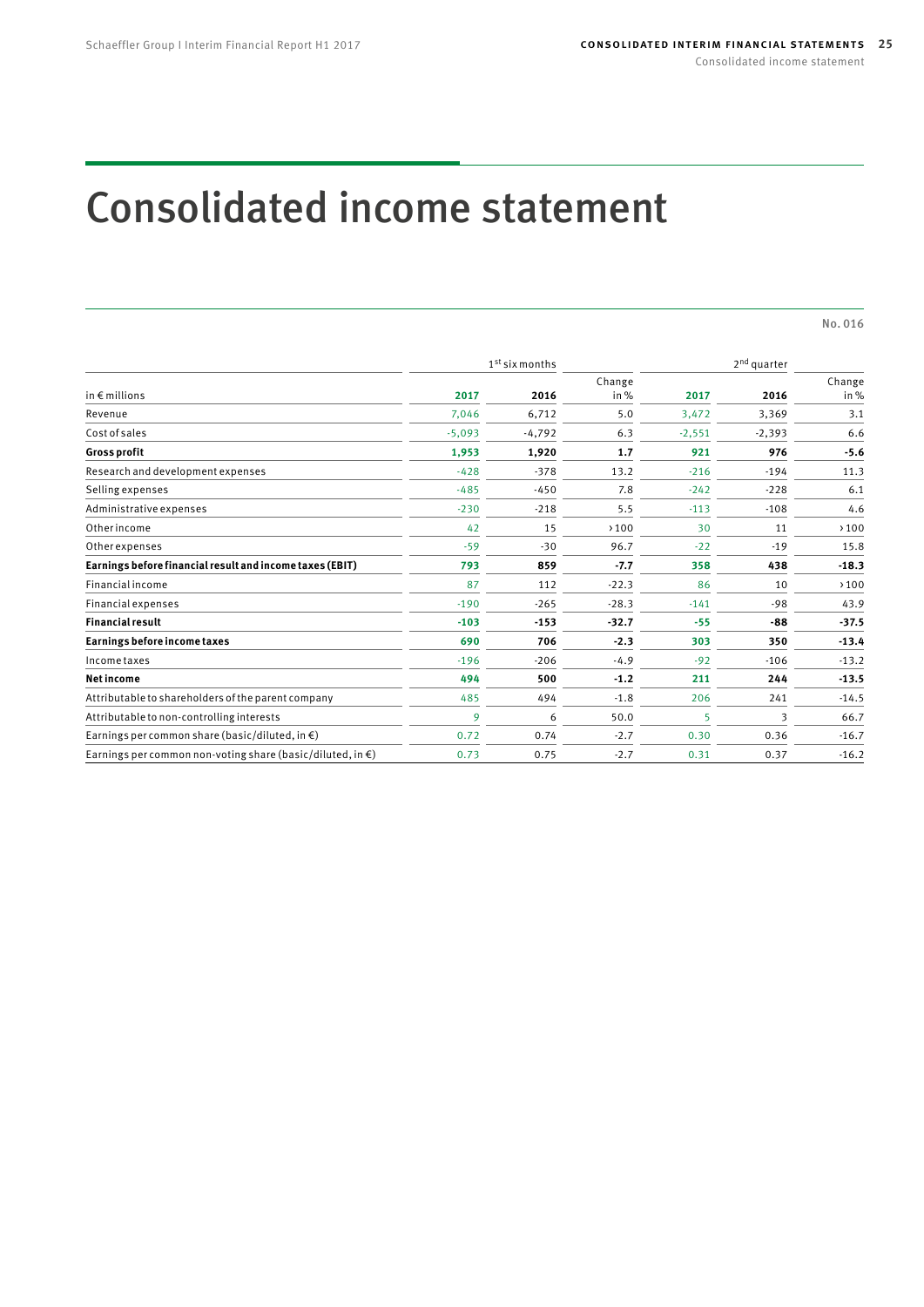# Consolidated income statement

No. 016

| in € millions | 1st six months 2017 | 2016 | Change in % | 2nd quarter 2017 | 2016 | Change in % |
|---|---|---|---|---|---|---|
| Revenue | 7,046 | 6,712 | 5.0 | 3,472 | 3,369 | 3.1 |
| Cost of sales | -5,093 | -4,792 | 6.3 | -2,551 | -2,393 | 6.6 |
| **Gross profit** | **1,953** | **1,920** | **1.7** | **921** | **976** | **-5.6** |
| Research and development expenses | -428 | -378 | 13.2 | -216 | -194 | 11.3 |
| Selling expenses | -485 | -450 | 7.8 | -242 | -228 | 6.1 |
| Administrative expenses | -230 | -218 | 5.5 | -113 | -108 | 4.6 |
| Other income | 42 | 15 | >100 | 30 | 11 | >100 |
| Other expenses | -59 | -30 | 96.7 | -22 | -19 | 15.8 |
| **Earnings before financial result and income taxes (EBIT)** | **793** | **859** | **-7.7** | **358** | **438** | **-18.3** |
| Financial income | 87 | 112 | -22.3 | 86 | 10 | >100 |
| Financial expenses | -190 | -265 | -28.3 | -141 | -98 | 43.9 |
| **Financial result** | **-103** | **-153** | **-32.7** | **-55** | **-88** | **-37.5** |
| **Earnings before income taxes** | **690** | **706** | **-2.3** | **303** | **350** | **-13.4** |
| Income taxes | -196 | -206 | -4.9 | -92 | -106 | -13.2 |
| **Net income** | **494** | **500** | **-1.2** | **211** | **244** | **-13.5** |
| Attributable to shareholders of the parent company | 485 | 494 | -1.8 | 206 | 241 | -14.5 |
| Attributable to non-controlling interests | 9 | 6 | 50.0 | 5 | 3 | 66.7 |
| Earnings per common share (basic/diluted, in €) | 0.72 | 0.74 | -2.7 | 0.30 | 0.36 | -16.7 |
| Earnings per common non-voting share (basic/diluted, in €) | 0.73 | 0.75 | -2.7 | 0.31 | 0.37 | -16.2 |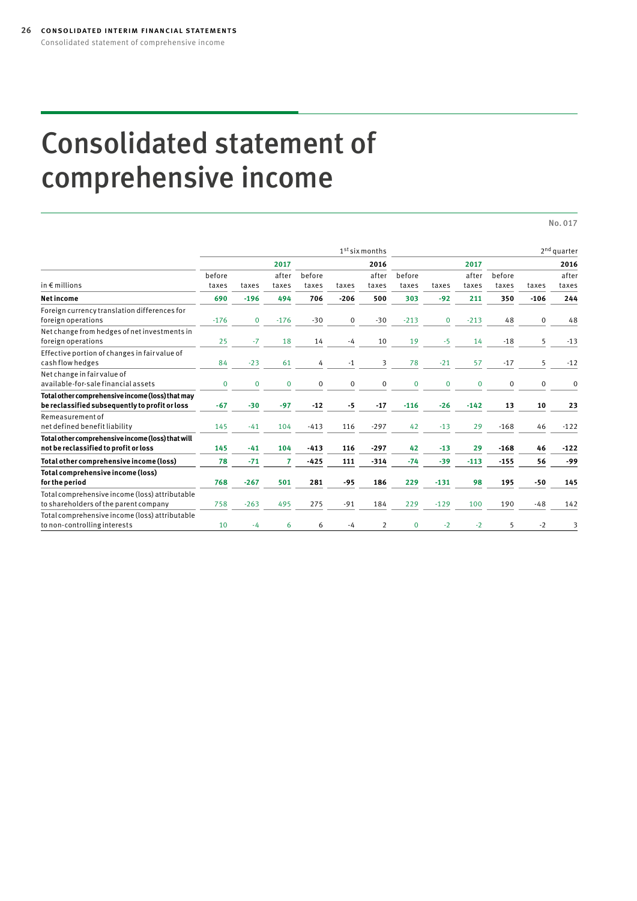# Consolidated statement of comprehensive income

No. 017

| in € millions | 1st six months | | | | | | 2nd quarter | | | | | |
|---|---|---|---|---|---|---|---|---|---|---|---|---|
| | 2017 | | | 2016 | | | 2017 | | | 2016 | | |
| | before taxes | taxes | after taxes | before taxes | taxes | after taxes | before taxes | taxes | after taxes | before taxes | taxes | after taxes |
| **Net income** | **690** | **-196** | **494** | **706** | **-206** | **500** | **303** | **-92** | **211** | **350** | **-106** | **244** |
| Foreign currency translation differences for foreign operations | -176 | 0 | -176 | -30 | 0 | -30 | -213 | 0 | -213 | 48 | 0 | 48 |
| Net change from hedges of net investments in foreign operations | 25 | -7 | 18 | 14 | -4 | 10 | 19 | -5 | 14 | -18 | 5 | -13 |
| Effective portion of changes in fair value of cash flow hedges | 84 | -23 | 61 | 4 | -1 | 3 | 78 | -21 | 57 | -17 | 5 | -12 |
| Net change in fair value of available-for-sale financial assets | 0 | 0 | 0 | 0 | 0 | 0 | 0 | 0 | 0 | 0 | 0 | 0 |
| **Total other comprehensive income (loss) that may be reclassified subsequently to profit or loss** | **-67** | **-30** | **-97** | **-12** | **-5** | **-17** | **-116** | **-26** | **-142** | **13** | **10** | **23** |
| Remeasurement of net defined benefit liability | 145 | -41 | 104 | -413 | 116 | -297 | 42 | -13 | 29 | -168 | 46 | -122 |
| **Total other comprehensive income (loss) that will not be reclassified to profit or loss** | **145** | **-41** | **104** | **-413** | **116** | **-297** | **42** | **-13** | **29** | **-168** | **46** | **-122** |
| **Total other comprehensive income (loss)** | **78** | **-71** | **7** | **-425** | **111** | **-314** | **-74** | **-39** | **-113** | **-155** | **56** | **-99** |
| **Total comprehensive income (loss) for the period** | **768** | **-267** | **501** | **281** | **-95** | **186** | **229** | **-131** | **98** | **195** | **-50** | **145** |
| Total comprehensive income (loss) attributable to shareholders of the parent company | 758 | -263 | 495 | 275 | -91 | 184 | 229 | -129 | 100 | 190 | -48 | 142 |
| Total comprehensive income (loss) attributable to non-controlling interests | 10 | -4 | 6 | 6 | -4 | 2 | 0 | -2 | -2 | 5 | -2 | 3 |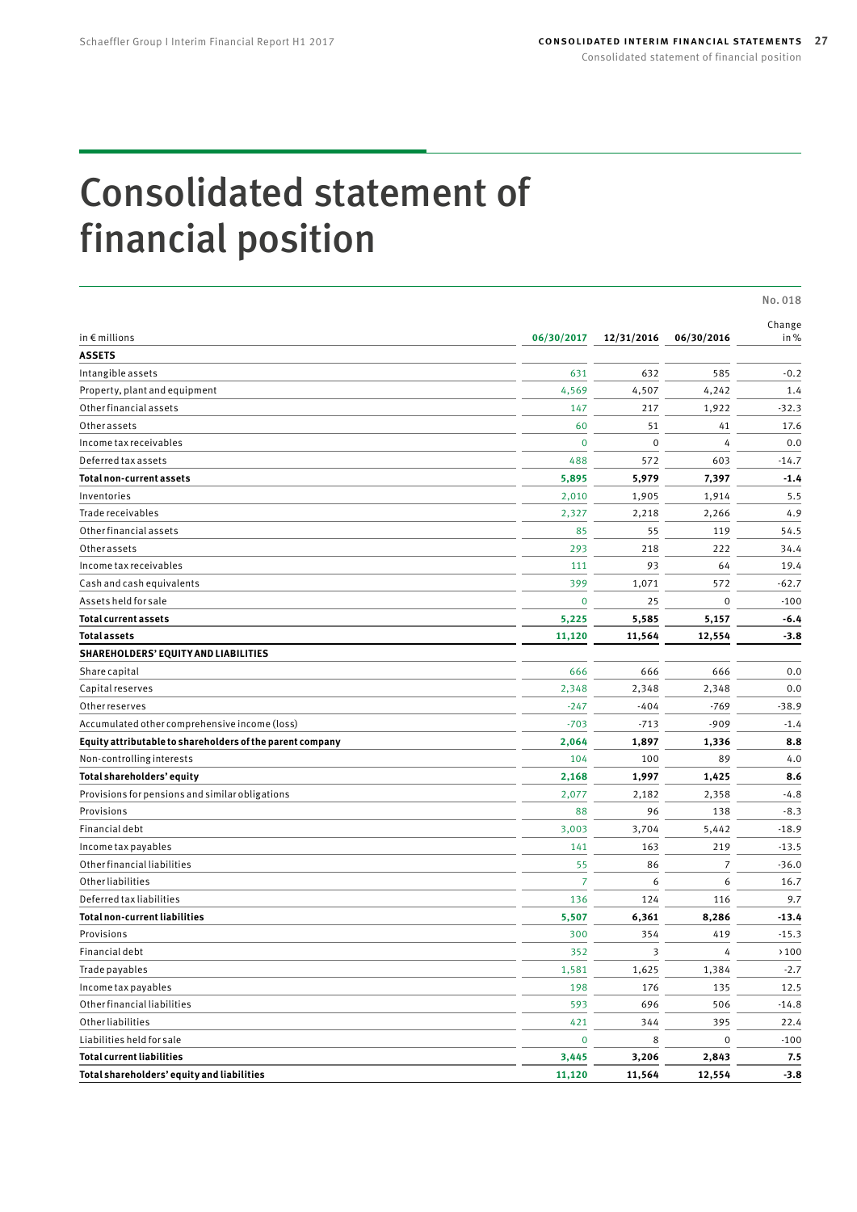# Consolidated statement of financial position

No. 018

| in € millions | 06/30/2017 | 12/31/2016 | 06/30/2016 | Change in % |
|---|---|---|---|---|
| **ASSETS** | | | | |
| Intangible assets | 631 | 632 | 585 | -0.2 |
| Property, plant and equipment | 4,569 | 4,507 | 4,242 | 1.4 |
| Other financial assets | 147 | 217 | 1,922 | -32.3 |
| Other assets | 60 | 51 | 41 | 17.6 |
| Income tax receivables | 0 | 0 | 4 | 0.0 |
| Deferred tax assets | 488 | 572 | 603 | -14.7 |
| **Total non-current assets** | **5,895** | **5,979** | **7,397** | **-1.4** |
| Inventories | 2,010 | 1,905 | 1,914 | 5.5 |
| Trade receivables | 2,327 | 2,218 | 2,266 | 4.9 |
| Other financial assets | 85 | 55 | 119 | 54.5 |
| Other assets | 293 | 218 | 222 | 34.4 |
| Income tax receivables | 111 | 93 | 64 | 19.4 |
| Cash and cash equivalents | 399 | 1,071 | 572 | -62.7 |
| Assets held for sale | 0 | 25 | 0 | -100 |
| **Total current assets** | **5,225** | **5,585** | **5,157** | **-6.4** |
| **Total assets** | **11,120** | **11,564** | **12,554** | **-3.8** |
| **SHAREHOLDERS' EQUITY AND LIABILITIES** | | | | |
| Share capital | 666 | 666 | 666 | 0.0 |
| Capital reserves | 2,348 | 2,348 | 2,348 | 0.0 |
| Other reserves | -247 | -404 | -769 | -38.9 |
| Accumulated other comprehensive income (loss) | -703 | -713 | -909 | -1.4 |
| **Equity attributable to shareholders of the parent company** | **2,064** | **1,897** | **1,336** | **8.8** |
| Non-controlling interests | 104 | 100 | 89 | 4.0 |
| **Total shareholders' equity** | **2,168** | **1,997** | **1,425** | **8.6** |
| Provisions for pensions and similar obligations | 2,077 | 2,182 | 2,358 | -4.8 |
| Provisions | 88 | 96 | 138 | -8.3 |
| Financial debt | 3,003 | 3,704 | 5,442 | -18.9 |
| Income tax payables | 141 | 163 | 219 | -13.5 |
| Other financial liabilities | 55 | 86 | 7 | -36.0 |
| Other liabilities | 7 | 6 | 6 | 16.7 |
| Deferred tax liabilities | 136 | 124 | 116 | 9.7 |
| **Total non-current liabilities** | **5,507** | **6,361** | **8,286** | **-13.4** |
| Provisions | 300 | 354 | 419 | -15.3 |
| Financial debt | 352 | 3 | 4 | >100 |
| Trade payables | 1,581 | 1,625 | 1,384 | -2.7 |
| Income tax payables | 198 | 176 | 135 | 12.5 |
| Other financial liabilities | 593 | 696 | 506 | -14.8 |
| Other liabilities | 421 | 344 | 395 | 22.4 |
| Liabilities held for sale | 0 | 8 | 0 | -100 |
| **Total current liabilities** | **3,445** | **3,206** | **2,843** | **7.5** |
| **Total shareholders' equity and liabilities** | **11,120** | **11,564** | **12,554** | **-3.8** |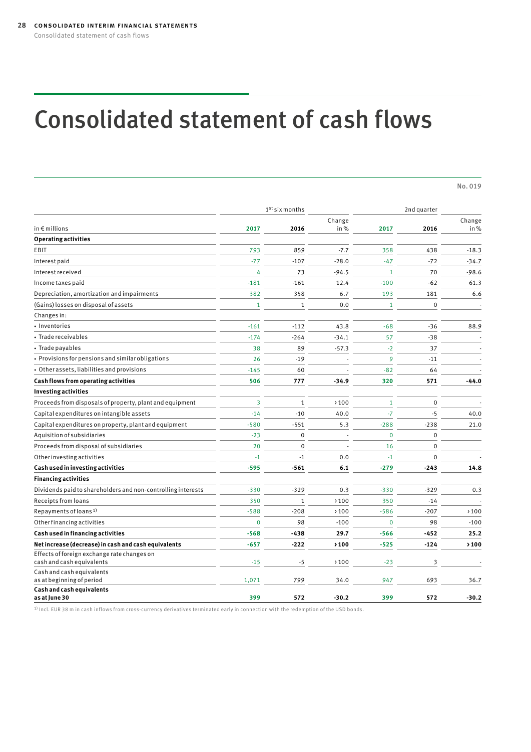# Consolidated statement of cash flows

No. 019

| in € millions | 1st six months 2017 | 1st six months 2016 | Change in % | 2nd quarter 2017 | 2nd quarter 2016 | Change in % |
|---|---|---|---|---|---|---|
| **Operating activities** | | | | | | |
| EBIT | 793 | 859 | -7.7 | 358 | 438 | -18.3 |
| Interest paid | -77 | -107 | -28.0 | -47 | -72 | -34.7 |
| Interest received | 4 | 73 | -94.5 | 1 | 70 | -98.6 |
| Income taxes paid | -181 | -161 | 12.4 | -100 | -62 | 61.3 |
| Depreciation, amortization and impairments | 382 | 358 | 6.7 | 193 | 181 | 6.6 |
| (Gains) losses on disposal of assets | 1 | 1 | 0.0 | 1 | 0 | - |
| Changes in: | | | | | | |
| • Inventories | -161 | -112 | 43.8 | -68 | -36 | 88.9 |
| • Trade receivables | -174 | -264 | -34.1 | 57 | -38 | - |
| • Trade payables | 38 | 89 | -57.3 | -2 | 37 | - |
| • Provisions for pensions and similar obligations | 26 | -19 | - | 9 | -11 | - |
| • Other assets, liabilities and provisions | -145 | 60 | - | -82 | 64 | - |
| **Cash flows from operating activities** | **506** | **777** | **-34.9** | **320** | **571** | **-44.0** |
| **Investing activities** | | | | | | |
| Proceeds from disposals of property, plant and equipment | 3 | 1 | >100 | 1 | 0 | - |
| Capital expenditures on intangible assets | -14 | -10 | 40.0 | -7 | -5 | 40.0 |
| Capital expenditures on property, plant and equipment | -580 | -551 | 5.3 | -288 | -238 | 21.0 |
| Aquisition of subsidiaries | -23 | 0 | - | 0 | 0 | |
| Proceeds from disposal of subsidiaries | 20 | 0 | - | 16 | 0 | |
| Other investing activities | -1 | -1 | 0.0 | -1 | 0 | - |
| **Cash used in investing activities** | **-595** | **-561** | **6.1** | **-279** | **-243** | **14.8** |
| **Financing activities** | | | | | | |
| Dividends paid to shareholders and non-controlling interests | -330 | -329 | 0.3 | -330 | -329 | 0.3 |
| Receipts from loans | 350 | 1 | >100 | 350 | -14 | - |
| Repayments of loans [1] | -588 | -208 | >100 | -586 | -207 | >100 |
| Other financing activities | 0 | 98 | -100 | 0 | 98 | -100 |
| **Cash used in financing activities** | **-568** | **-438** | **29.7** | **-566** | **-452** | **25.2** |
| **Net increase (decrease) in cash and cash equivalents** | **-657** | **-222** | **>100** | **-525** | **-124** | **>100** |
| Effects of foreign exchange rate changes on cash and cash equivalents | -15 | -5 | >100 | -23 | 3 | - |
| Cash and cash equivalents as at beginning of period | 1,071 | 799 | 34.0 | 947 | 693 | 36.7 |
| **Cash and cash equivalents as at June 30** | **399** | **572** | **-30.2** | **399** | **572** | **-30.2** |

[1] Incl. EUR 38 m in cash inflows from cross-currency derivatives terminated early in connection with the redemption of the USD bonds.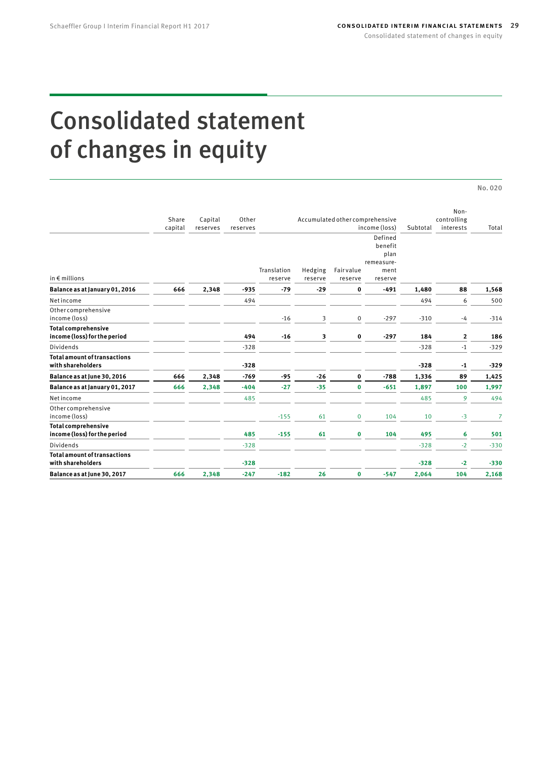# Consolidated statement of changes in equity

No. 020

| in € millions | Share capital | Capital reserves | Other reserves | Accumulated other comprehensive income (loss) | | | | Subtotal | Non-controlling interests | Total |
|---|---|---|---|---|---|---|---|---|---|---|
| | | | | Translation reserve | Hedging reserve | Fair value reserve | Defined benefit plan remeasurement reserve | | | |
| **Balance as at January 01, 2016** | **666** | **2,348** | **-935** | **-79** | **-29** | **0** | **-491** | **1,480** | **88** | **1,568** |
| Net income | | | 494 | | | | | 494 | 6 | 500 |
| Other comprehensive income (loss) | | | | -16 | 3 | 0 | -297 | -310 | -4 | -314 |
| **Total comprehensive income (loss) for the period** | | | **494** | **-16** | **3** | **0** | **-297** | **184** | **2** | **186** |
| Dividends | | | -328 | | | | | -328 | -1 | -329 |
| **Total amount of transactions with shareholders** | | | **-328** | | | | | **-328** | **-1** | **-329** |
| **Balance as at June 30, 2016** | **666** | **2,348** | **-769** | **-95** | **-26** | **0** | **-788** | **1,336** | **89** | **1,425** |
| **Balance as at January 01, 2017** | **666** | **2,348** | **-404** | **-27** | **-35** | **0** | **-651** | **1,897** | **100** | **1,997** |
| Net income | | | 485 | | | | | 485 | 9 | 494 |
| Other comprehensive income (loss) | | | | -155 | 61 | 0 | 104 | 10 | -3 | 7 |
| **Total comprehensive income (loss) for the period** | | | **485** | **-155** | **61** | **0** | **104** | **495** | **6** | **501** |
| Dividends | | | -328 | | | | | -328 | -2 | -330 |
| **Total amount of transactions with shareholders** | | | **-328** | | | | | **-328** | **-2** | **-330** |
| **Balance as at June 30, 2017** | **666** | **2,348** | **-247** | **-182** | **26** | **0** | **-547** | **2,064** | **104** | **2,168** |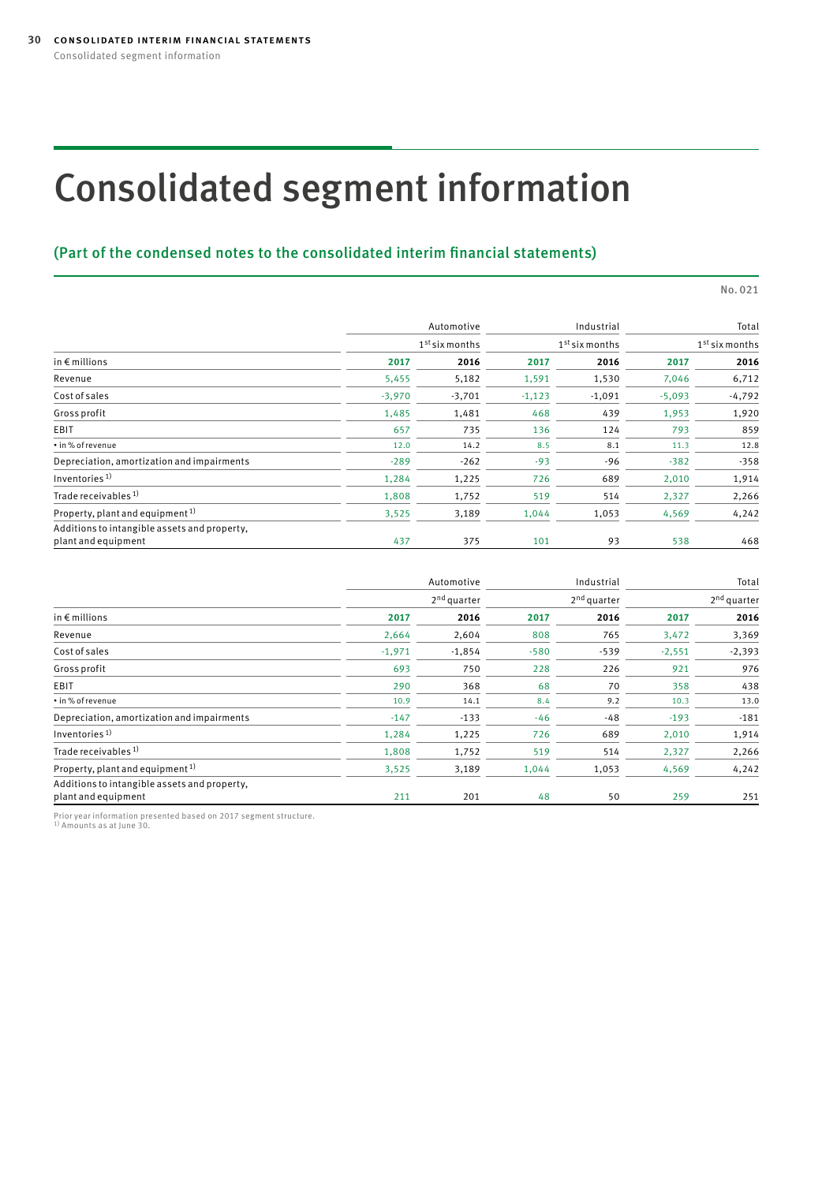# Consolidated segment information

## (Part of the condensed notes to the consolidated interim financial statements)

No. 021

| | Automotive | | Industrial | | Total | |
|---|---|---|---|---|---|---|
| | 1st six months | | 1st six months | | 1st six months | |
| in € millions | **2017** | **2016** | **2017** | **2016** | **2017** | **2016** |
| Revenue | 5,455 | 5,182 | 1,591 | 1,530 | 7,046 | 6,712 |
| Cost of sales | -3,970 | -3,701 | -1,123 | -1,091 | -5,093 | -4,792 |
| Gross profit | 1,485 | 1,481 | 468 | 439 | 1,953 | 1,920 |
| EBIT | 657 | 735 | 136 | 124 | 793 | 859 |
| • in % of revenue | 12.0 | 14.2 | 8.5 | 8.1 | 11.3 | 12.8 |
| Depreciation, amortization and impairments | -289 | -262 | -93 | -96 | -382 | -358 |
| Inventories [1] | 1,284 | 1,225 | 726 | 689 | 2,010 | 1,914 |
| Trade receivables [1] | 1,808 | 1,752 | 519 | 514 | 2,327 | 2,266 |
| Property, plant and equipment [1] | 3,525 | 3,189 | 1,044 | 1,053 | 4,569 | 4,242 |
| Additions to intangible assets and property, plant and equipment | 437 | 375 | 101 | 93 | 538 | 468 |

| | Automotive | | Industrial | | Total | |
|---|---|---|---|---|---|---|
| | 2nd quarter | | 2nd quarter | | 2nd quarter | |
| in € millions | **2017** | **2016** | **2017** | **2016** | **2017** | **2016** |
| Revenue | 2,664 | 2,604 | 808 | 765 | 3,472 | 3,369 |
| Cost of sales | -1,971 | -1,854 | -580 | -539 | -2,551 | -2,393 |
| Gross profit | 693 | 750 | 228 | 226 | 921 | 976 |
| EBIT | 290 | 368 | 68 | 70 | 358 | 438 |
| • in % of revenue | 10.9 | 14.1 | 8.4 | 9.2 | 10.3 | 13.0 |
| Depreciation, amortization and impairments | -147 | -133 | -46 | -48 | -193 | -181 |
| Inventories [1] | 1,284 | 1,225 | 726 | 689 | 2,010 | 1,914 |
| Trade receivables [1] | 1,808 | 1,752 | 519 | 514 | 2,327 | 2,266 |
| Property, plant and equipment [1] | 3,525 | 3,189 | 1,044 | 1,053 | 4,569 | 4,242 |
| Additions to intangible assets and property, plant and equipment | 211 | 201 | 48 | 50 | 259 | 251 |

Prior year information presented based on 2017 segment structure.
[1] Amounts as at June 30.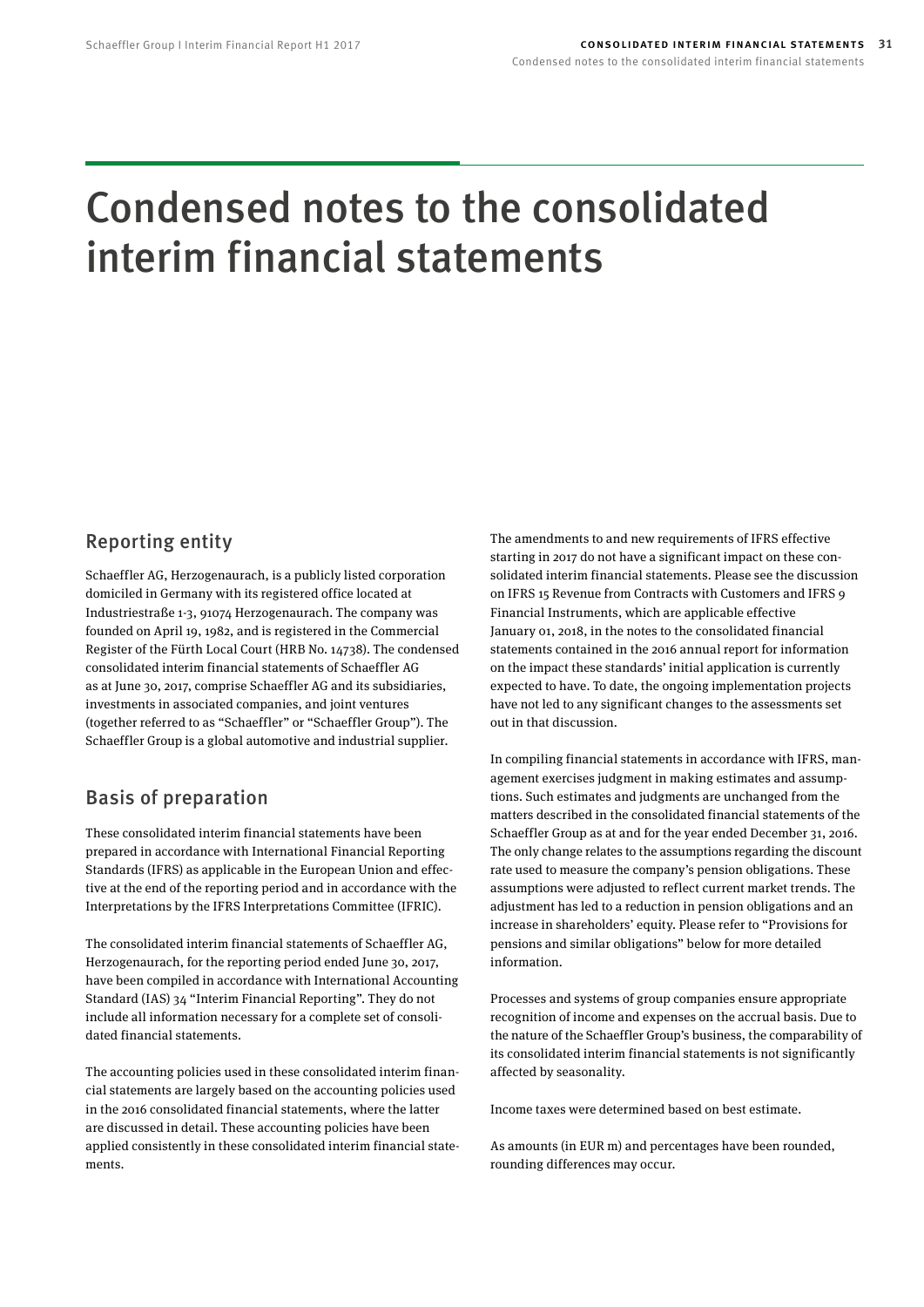# Condensed notes to the consolidated interim financial statements

## Reporting entity

Schaeffler AG, Herzogenaurach, is a publicly listed corporation domiciled in Germany with its registered office located at Industriestraße 1-3, 91074 Herzogenaurach. The company was founded on April 19, 1982, and is registered in the Commercial Register of the Fürth Local Court (HRB No. 14738). The condensed consolidated interim financial statements of Schaeffler AG as at June 30, 2017, comprise Schaeffler AG and its subsidiaries, investments in associated companies, and joint ventures (together referred to as "Schaeffler" or "Schaeffler Group"). The Schaeffler Group is a global automotive and industrial supplier.

## Basis of preparation

These consolidated interim financial statements have been prepared in accordance with International Financial Reporting Standards (IFRS) as applicable in the European Union and effective at the end of the reporting period and in accordance with the Interpretations by the IFRS Interpretations Committee (IFRIC).

The consolidated interim financial statements of Schaeffler AG, Herzogenaurach, for the reporting period ended June 30, 2017, have been compiled in accordance with International Accounting Standard (IAS) 34 "Interim Financial Reporting". They do not include all information necessary for a complete set of consolidated financial statements.

The accounting policies used in these consolidated interim financial statements are largely based on the accounting policies used in the 2016 consolidated financial statements, where the latter are discussed in detail. These accounting policies have been applied consistently in these consolidated interim financial statements.

The amendments to and new requirements of IFRS effective starting in 2017 do not have a significant impact on these consolidated interim financial statements. Please see the discussion on IFRS 15 Revenue from Contracts with Customers and IFRS 9 Financial Instruments, which are applicable effective January 01, 2018, in the notes to the consolidated financial statements contained in the 2016 annual report for information on the impact these standards' initial application is currently expected to have. To date, the ongoing implementation projects have not led to any significant changes to the assessments set out in that discussion.

In compiling financial statements in accordance with IFRS, management exercises judgment in making estimates and assumptions. Such estimates and judgments are unchanged from the matters described in the consolidated financial statements of the Schaeffler Group as at and for the year ended December 31, 2016. The only change relates to the assumptions regarding the discount rate used to measure the company's pension obligations. These assumptions were adjusted to reflect current market trends. The adjustment has led to a reduction in pension obligations and an increase in shareholders' equity. Please refer to "Provisions for pensions and similar obligations" below for more detailed information.

Processes and systems of group companies ensure appropriate recognition of income and expenses on the accrual basis. Due to the nature of the Schaeffler Group's business, the comparability of its consolidated interim financial statements is not significantly affected by seasonality.

Income taxes were determined based on best estimate.

As amounts (in EUR m) and percentages have been rounded, rounding differences may occur.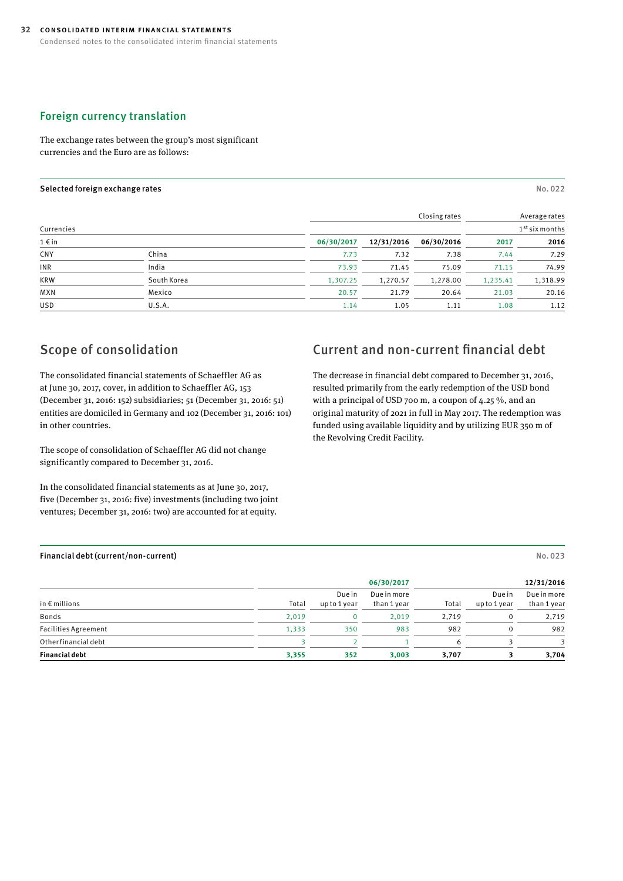## Foreign currency translation

The exchange rates between the group's most significant currencies and the Euro are as follows:

**Selected foreign exchange rates** No. 022

| Currencies | | Closing rates | | | Average rates 1st six months | |
|---|---|---|---|---|---|---|
| 1 € in | | 06/30/2017 | 12/31/2016 | 06/30/2016 | 2017 | 2016 |
| CNY | China | 7.73 | 7.32 | 7.38 | 7.44 | 7.29 |
| INR | India | 73.93 | 71.45 | 75.09 | 71.15 | 74.99 |
| KRW | South Korea | 1,307.25 | 1,270.57 | 1,278.00 | 1,235.41 | 1,318.99 |
| MXN | Mexico | 20.57 | 21.79 | 20.64 | 21.03 | 20.16 |
| USD | U.S.A. | 1.14 | 1.05 | 1.11 | 1.08 | 1.12 |

## Scope of consolidation

The consolidated financial statements of Schaeffler AG as at June 30, 2017, cover, in addition to Schaeffler AG, 153 (December 31, 2016: 152) subsidiaries; 51 (December 31, 2016: 51) entities are domiciled in Germany and 102 (December 31, 2016: 101) in other countries.

The scope of consolidation of Schaeffler AG did not change significantly compared to December 31, 2016.

In the consolidated financial statements as at June 30, 2017, five (December 31, 2016: five) investments (including two joint ventures; December 31, 2016: two) are accounted for at equity.

## Current and non-current financial debt

The decrease in financial debt compared to December 31, 2016, resulted primarily from the early redemption of the USD bond with a principal of USD 700 m, a coupon of 4.25 %, and an original maturity of 2021 in full in May 2017. The redemption was funded using available liquidity and by utilizing EUR 350 m of the Revolving Credit Facility.

**Financial debt (current/non-current)** No. 023

| | 06/30/2017 | | | 12/31/2016 | | |
|---|---|---|---|---|---|---|
| in € millions | Total | Due in up to 1 year | Due in more than 1 year | Total | Due in up to 1 year | Due in more than 1 year |
| Bonds | 2,019 | 0 | 2,019 | 2,719 | 0 | 2,719 |
| Facilities Agreement | 1,333 | 350 | 983 | 982 | 0 | 982 |
| Other financial debt | 3 | 2 | 1 | 6 | 3 | 3 |
| **Financial debt** | **3,355** | **352** | **3,003** | **3,707** | **3** | **3,704** |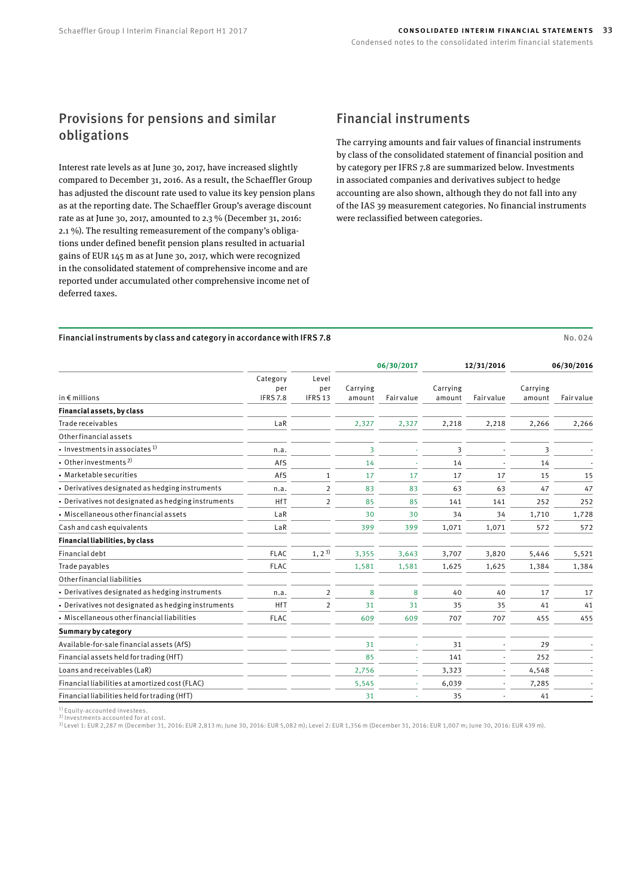## Provisions for pensions and similar obligations

Interest rate levels as at June 30, 2017, have increased slightly compared to December 31, 2016. As a result, the Schaeffler Group has adjusted the discount rate used to value its key pension plans as at the reporting date. The Schaeffler Group's average discount rate as at June 30, 2017, amounted to 2.3 % (December 31, 2016: 2.1 %). The resulting remeasurement of the company's obligations under defined benefit pension plans resulted in actuarial gains of EUR 145 m as at June 30, 2017, which were recognized in the consolidated statement of comprehensive income and are reported under accumulated other comprehensive income net of deferred taxes.

## Financial instruments

The carrying amounts and fair values of financial instruments by class of the consolidated statement of financial position and by category per IFRS 7.8 are summarized below. Investments in associated companies and derivatives subject to hedge accounting are also shown, although they do not fall into any of the IAS 39 measurement categories. No financial instruments were reclassified between categories.

**Financial instruments by class and category in accordance with IFRS 7.8** No. 024

| in € millions | Category per IFRS 7.8 | Level per IFRS 13 | 06/30/2017 Carrying amount | 06/30/2017 Fair value | 12/31/2016 Carrying amount | 12/31/2016 Fair value | 06/30/2016 Carrying amount | 06/30/2016 Fair value |
|---|---|---|---|---|---|---|---|---|
| **Financial assets, by class** | | | | | | | | |
| Trade receivables | LaR | | 2,327 | 2,327 | 2,218 | 2,218 | 2,266 | 2,266 |
| Other financial assets | | | | | | | | |
| • Investments in associates [1] | n.a. | | 3 | - | 3 | - | 3 | - |
| • Other investments [2] | AfS | | 14 | - | 14 | - | 14 | - |
| • Marketable securities | AfS | 1 | 17 | 17 | 17 | 17 | 15 | 15 |
| • Derivatives designated as hedging instruments | n.a. | 2 | 83 | 83 | 63 | 63 | 47 | 47 |
| • Derivatives not designated as hedging instruments | HfT | 2 | 85 | 85 | 141 | 141 | 252 | 252 |
| • Miscellaneous other financial assets | LaR | | 30 | 30 | 34 | 34 | 1,710 | 1,728 |
| Cash and cash equivalents | LaR | | 399 | 399 | 1,071 | 1,071 | 572 | 572 |
| **Financial liabilities, by class** | | | | | | | | |
| Financial debt | FLAC | 1, 2 [3] | 3,355 | 3,643 | 3,707 | 3,820 | 5,446 | 5,521 |
| Trade payables | FLAC | | 1,581 | 1,581 | 1,625 | 1,625 | 1,384 | 1,384 |
| Other financial liabilities | | | | | | | | |
| • Derivatives designated as hedging instruments | n.a. | 2 | 8 | 8 | 40 | 40 | 17 | 17 |
| • Derivatives not designated as hedging instruments | HfT | 2 | 31 | 31 | 35 | 35 | 41 | 41 |
| • Miscellaneous other financial liabilities | FLAC | | 609 | 609 | 707 | 707 | 455 | 455 |
| **Summary by category** | | | | | | | | |
| Available-for-sale financial assets (AfS) | | | 31 | - | 31 | - | 29 | - |
| Financial assets held for trading (HfT) | | | 85 | - | 141 | - | 252 | - |
| Loans and receivables (LaR) | | | 2,756 | - | 3,323 | - | 4,548 | - |
| Financial liabilities at amortized cost (FLAC) | | | 5,545 | - | 6,039 | - | 7,285 | - |
| Financial liabilities held for trading (HfT) | | | 31 | - | 35 | - | 41 | - |

[1] Equity-accounted investees.
[2] Investments accounted for at cost.
[3] Level 1: EUR 2,287 m (December 31, 2016: EUR 2,813 m; June 30, 2016: EUR 5,082 m); Level 2: EUR 1,356 m (December 31, 2016: EUR 1,007 m; June 30, 2016: EUR 439 m).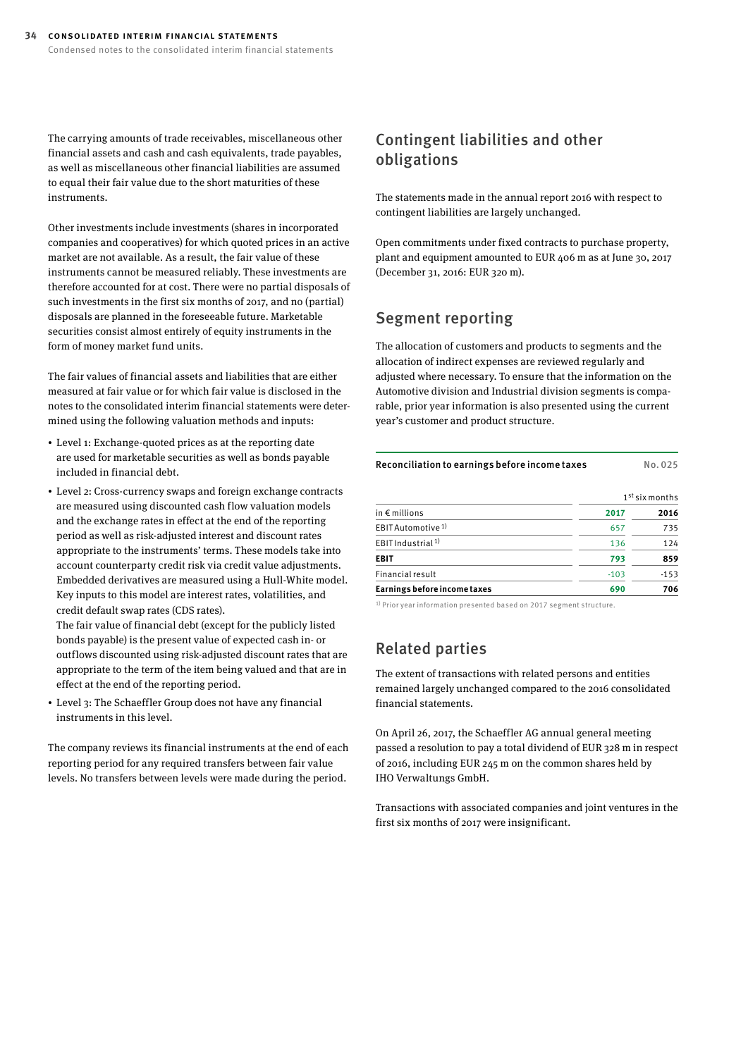The carrying amounts of trade receivables, miscellaneous other financial assets and cash and cash equivalents, trade payables, as well as miscellaneous other financial liabilities are assumed to equal their fair value due to the short maturities of these instruments.

Other investments include investments (shares in incorporated companies and cooperatives) for which quoted prices in an active market are not available. As a result, the fair value of these instruments cannot be measured reliably. These investments are therefore accounted for at cost. There were no partial disposals of such investments in the first six months of 2017, and no (partial) disposals are planned in the foreseeable future. Marketable securities consist almost entirely of equity instruments in the form of money market fund units.

The fair values of financial assets and liabilities that are either measured at fair value or for which fair value is disclosed in the notes to the consolidated interim financial statements were determined using the following valuation methods and inputs:

- Level 1: Exchange-quoted prices as at the reporting date are used for marketable securities as well as bonds payable included in financial debt.
- Level 2: Cross-currency swaps and foreign exchange contracts are measured using discounted cash flow valuation models and the exchange rates in effect at the end of the reporting period as well as risk-adjusted interest and discount rates appropriate to the instruments' terms. These models take into account counterparty credit risk via credit value adjustments. Embedded derivatives are measured using a Hull-White model. Key inputs to this model are interest rates, volatilities, and credit default swap rates (CDS rates).
  The fair value of financial debt (except for the publicly listed bonds payable) is the present value of expected cash in- or outflows discounted using risk-adjusted discount rates that are appropriate to the term of the item being valued and that are in effect at the end of the reporting period.
- Level 3: The Schaeffler Group does not have any financial instruments in this level.

The company reviews its financial instruments at the end of each reporting period for any required transfers between fair value levels. No transfers between levels were made during the period.

## Contingent liabilities and other obligations

The statements made in the annual report 2016 with respect to contingent liabilities are largely unchanged.

Open commitments under fixed contracts to purchase property, plant and equipment amounted to EUR 406 m as at June 30, 2017 (December 31, 2016: EUR 320 m).

## Segment reporting

The allocation of customers and products to segments and the allocation of indirect expenses are reviewed regularly and adjusted where necessary. To ensure that the information on the Automotive division and Industrial division segments is comparable, prior year information is also presented using the current year's customer and product structure.

**Reconciliation to earnings before income taxes** No. 025

| | 1st six months | |
|---|---|---|
| in € millions | **2017** | **2016** |
| EBIT Automotive [1] | 657 | 735 |
| EBIT Industrial [1] | 136 | 124 |
| **EBIT** | **793** | **859** |
| Financial result | -103 | -153 |
| **Earnings before income taxes** | **690** | **706** |

[1] Prior year information presented based on 2017 segment structure.

## Related parties

The extent of transactions with related persons and entities remained largely unchanged compared to the 2016 consolidated financial statements.

On April 26, 2017, the Schaeffler AG annual general meeting passed a resolution to pay a total dividend of EUR 328 m in respect of 2016, including EUR 245 m on the common shares held by IHO Verwaltungs GmbH.

Transactions with associated companies and joint ventures in the first six months of 2017 were insignificant.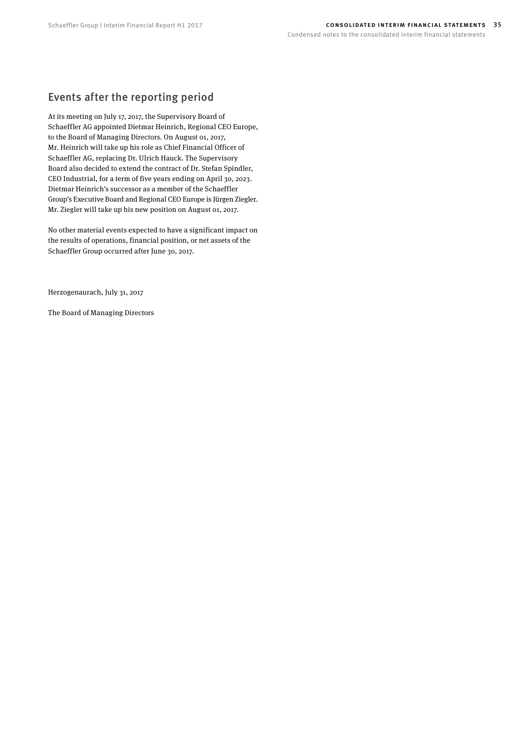## Events after the reporting period

At its meeting on July 17, 2017, the Supervisory Board of Schaeffler AG appointed Dietmar Heinrich, Regional CEO Europe, to the Board of Managing Directors. On August 01, 2017, Mr. Heinrich will take up his role as Chief Financial Officer of Schaeffler AG, replacing Dr. Ulrich Hauck. The Supervisory Board also decided to extend the contract of Dr. Stefan Spindler, CEO Industrial, for a term of five years ending on April 30, 2023. Dietmar Heinrich's successor as a member of the Schaeffler Group's Executive Board and Regional CEO Europe is Jürgen Ziegler. Mr. Ziegler will take up his new position on August 01, 2017.

No other material events expected to have a significant impact on the results of operations, financial position, or net assets of the Schaeffler Group occurred after June 30, 2017.

Herzogenaurach, July 31, 2017

The Board of Managing Directors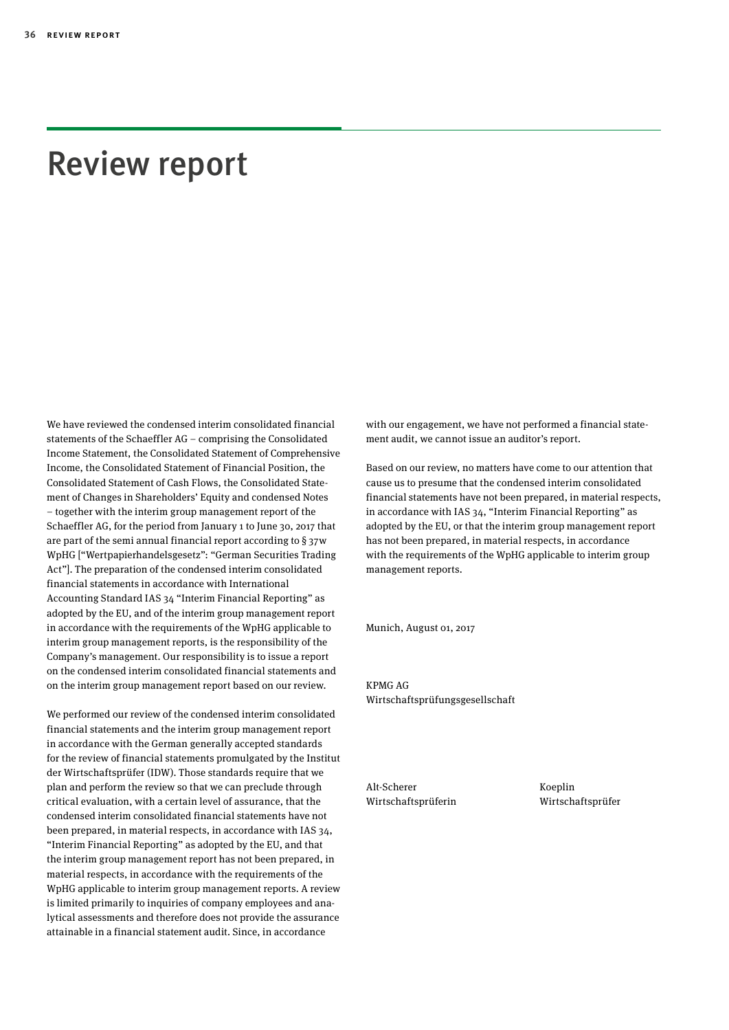# Review report

We have reviewed the condensed interim consolidated financial statements of the Schaeffler AG – comprising the Consolidated Income Statement, the Consolidated Statement of Comprehensive Income, the Consolidated Statement of Financial Position, the Consolidated Statement of Cash Flows, the Consolidated Statement of Changes in Shareholders' Equity and condensed Notes – together with the interim group management report of the Schaeffler AG, for the period from January 1 to June 30, 2017 that are part of the semi annual financial report according to § 37w WpHG ["Wertpapierhandelsgesetz": "German Securities Trading Act"]. The preparation of the condensed interim consolidated financial statements in accordance with International Accounting Standard IAS 34 "Interim Financial Reporting" as adopted by the EU, and of the interim group management report in accordance with the requirements of the WpHG applicable to interim group management reports, is the responsibility of the Company's management. Our responsibility is to issue a report on the condensed interim consolidated financial statements and on the interim group management report based on our review.

We performed our review of the condensed interim consolidated financial statements and the interim group management report in accordance with the German generally accepted standards for the review of financial statements promulgated by the Institut der Wirtschaftsprüfer (IDW). Those standards require that we plan and perform the review so that we can preclude through critical evaluation, with a certain level of assurance, that the condensed interim consolidated financial statements have not been prepared, in material respects, in accordance with IAS 34, "Interim Financial Reporting" as adopted by the EU, and that the interim group management report has not been prepared, in material respects, in accordance with the requirements of the WpHG applicable to interim group management reports. A review is limited primarily to inquiries of company employees and analytical assessments and therefore does not provide the assurance attainable in a financial statement audit. Since, in accordance with our engagement, we have not performed a financial statement audit, we cannot issue an auditor's report.

Based on our review, no matters have come to our attention that cause us to presume that the condensed interim consolidated financial statements have not been prepared, in material respects, in accordance with IAS 34, "Interim Financial Reporting" as adopted by the EU, or that the interim group management report has not been prepared, in material respects, in accordance with the requirements of the WpHG applicable to interim group management reports.

Munich, August 01, 2017

KPMG AG
Wirtschaftsprüfungsgesellschaft

Alt-Scherer
Wirtschaftsprüferin

Koeplin
Wirtschaftsprüfer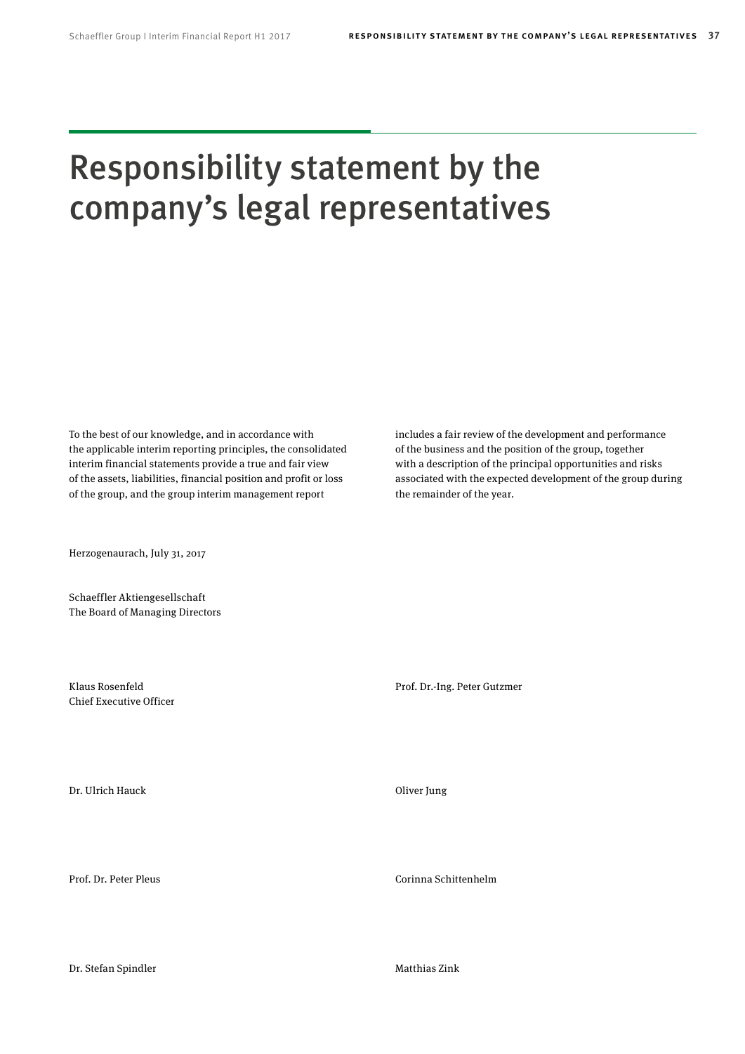# Responsibility statement by the company's legal representatives

To the best of our knowledge, and in accordance with the applicable interim reporting principles, the consolidated interim financial statements provide a true and fair view of the assets, liabilities, financial position and profit or loss of the group, and the group interim management report includes a fair review of the development and performance of the business and the position of the group, together with a description of the principal opportunities and risks associated with the expected development of the group during the remainder of the year.

Herzogenaurach, July 31, 2017

Schaeffler Aktiengesellschaft
The Board of Managing Directors

Klaus Rosenfeld
Chief Executive Officer

Prof. Dr.-Ing. Peter Gutzmer

Dr. Ulrich Hauck

Oliver Jung

Prof. Dr. Peter Pleus

Corinna Schittenhelm

Dr. Stefan Spindler

Matthias Zink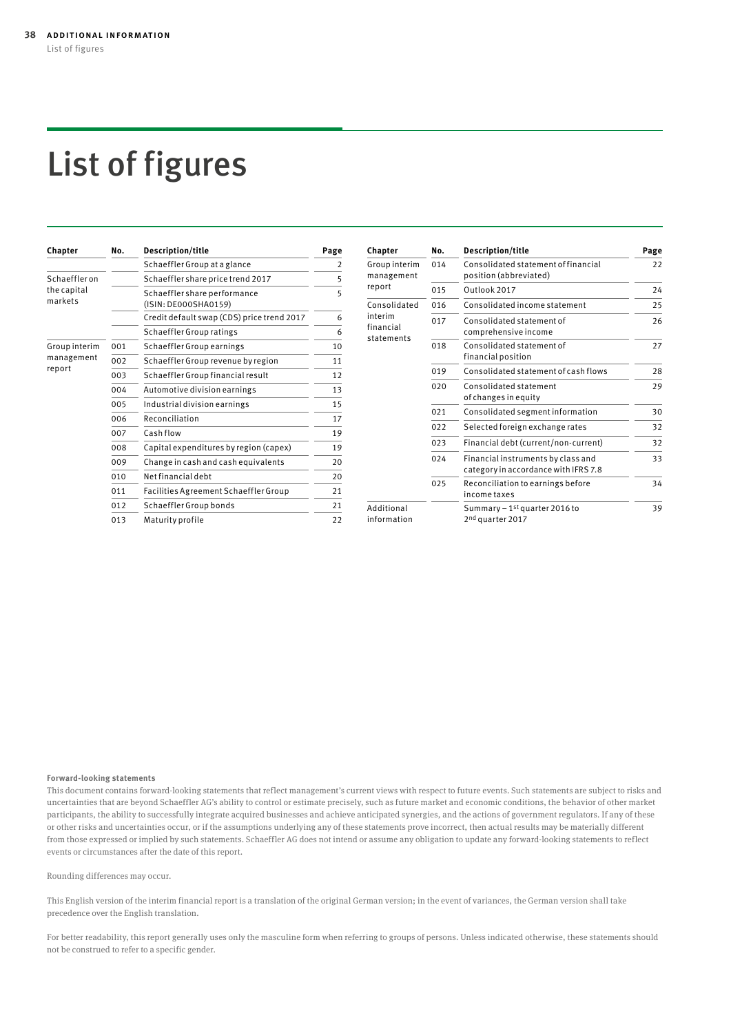# List of figures

| Chapter | No. | Description/title | Page |
|---|---|---|---|
| | | Schaeffler Group at a glance | 2 |
| Schaeffler on the capital markets | | Schaeffler share price trend 2017 | 5 |
| | | Schaeffler share performance (ISIN: DE000SHA0159) | 5 |
| | | Credit default swap (CDS) price trend 2017 | 6 |
| | | Schaeffler Group ratings | 6 |
| Group interim management report | 001 | Schaeffler Group earnings | 10 |
| | 002 | Schaeffler Group revenue by region | 11 |
| | 003 | Schaeffler Group financial result | 12 |
| | 004 | Automotive division earnings | 13 |
| | 005 | Industrial division earnings | 15 |
| | 006 | Reconciliation | 17 |
| | 007 | Cash flow | 19 |
| | 008 | Capital expenditures by region (capex) | 19 |
| | 009 | Change in cash and cash equivalents | 20 |
| | 010 | Net financial debt | 20 |
| | 011 | Facilities Agreement Schaeffler Group | 21 |
| | 012 | Schaeffler Group bonds | 21 |
| | 013 | Maturity profile | 22 |
| | 014 | Consolidated statement of financial position (abbreviated) | 22 |
| | 015 | Outlook 2017 | 24 |
| Consolidated interim financial statements | 016 | Consolidated income statement | 25 |
| | 017 | Consolidated statement of comprehensive income | 26 |
| | 018 | Consolidated statement of financial position | 27 |
| | 019 | Consolidated statement of cash flows | 28 |
| | 020 | Consolidated statement of changes in equity | 29 |
| | 021 | Consolidated segment information | 30 |
| | 022 | Selected foreign exchange rates | 32 |
| | 023 | Financial debt (current/non-current) | 32 |
| | 024 | Financial instruments by class and category in accordance with IFRS 7.8 | 33 |
| | 025 | Reconciliation to earnings before income taxes | 34 |
| Additional information | | Summary – 1st quarter 2016 to 2nd quarter 2017 | 39 |

**Forward-looking statements**

This document contains forward-looking statements that reflect management's current views with respect to future events. Such statements are subject to risks and uncertainties that are beyond Schaeffler AG's ability to control or estimate precisely, such as future market and economic conditions, the behavior of other market participants, the ability to successfully integrate acquired businesses and achieve anticipated synergies, and the actions of government regulators. If any of these or other risks and uncertainties occur, or if the assumptions underlying any of these statements prove incorrect, then actual results may be materially different from those expressed or implied by such statements. Schaeffler AG does not intend or assume any obligation to update any forward-looking statements to reflect events or circumstances after the date of this report.

Rounding differences may occur.

This English version of the interim financial report is a translation of the original German version; in the event of variances, the German version shall take precedence over the English translation.

For better readability, this report generally uses only the masculine form when referring to groups of persons. Unless indicated otherwise, these statements should not be construed to refer to a specific gender.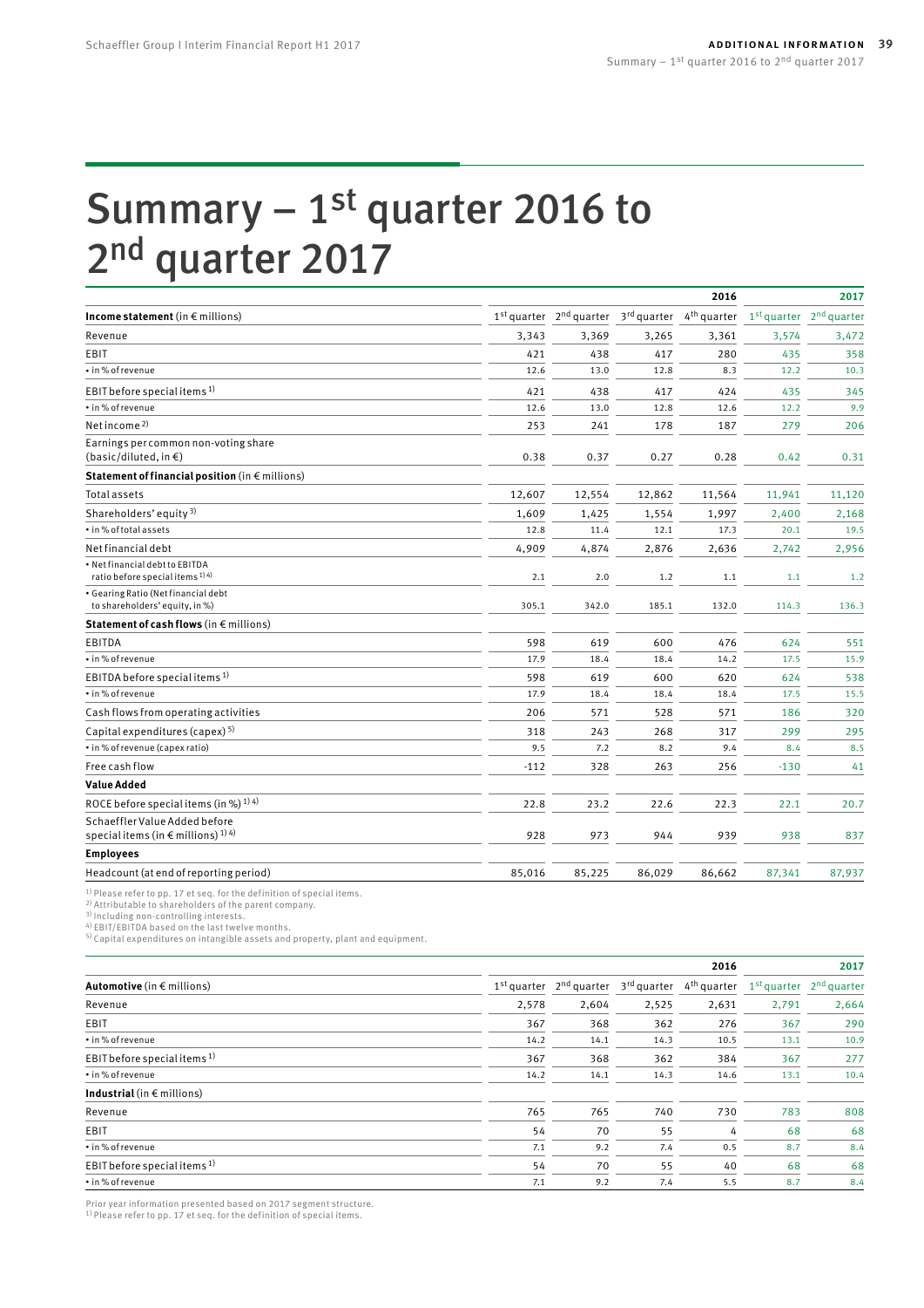# Summary – 1st quarter 2016 to 2nd quarter 2017

| | 2016 | | | | 2017 | |
|---|---|---|---|---|---|---|
| **Income statement** (in € millions) | 1st quarter | 2nd quarter | 3rd quarter | 4th quarter | 1st quarter | 2nd quarter |
| Revenue | 3,343 | 3,369 | 3,265 | 3,361 | 3,574 | 3,472 |
| EBIT | 421 | 438 | 417 | 280 | 435 | 358 |
| • in % of revenue | 12.6 | 13.0 | 12.8 | 8.3 | 12.2 | 10.3 |
| EBIT before special items [1] | 421 | 438 | 417 | 424 | 435 | 345 |
| • in % of revenue | 12.6 | 13.0 | 12.8 | 12.6 | 12.2 | 9.9 |
| Net income [2] | 253 | 241 | 178 | 187 | 279 | 206 |
| Earnings per common non-voting share (basic/diluted, in €) | 0.38 | 0.37 | 0.27 | 0.28 | 0.42 | 0.31 |
| **Statement of financial position** (in € millions) | | | | | | |
| Total assets | 12,607 | 12,554 | 12,862 | 11,564 | 11,941 | 11,120 |
| Shareholders' equity [3] | 1,609 | 1,425 | 1,554 | 1,997 | 2,400 | 2,168 |
| • in % of total assets | 12.8 | 11.4 | 12.1 | 17.3 | 20.1 | 19.5 |
| Net financial debt | 4,909 | 4,874 | 2,876 | 2,636 | 2,742 | 2,956 |
| • Net financial debt to EBITDA ratio before special items [1) 4)] | 2.1 | 2.0 | 1.2 | 1.1 | 1.1 | 1.2 |
| • Gearing Ratio (Net financial debt to shareholders' equity, in %) | 305.1 | 342.0 | 185.1 | 132.0 | 114.3 | 136.3 |
| **Statement of cash flows** (in € millions) | | | | | | |
| EBITDA | 598 | 619 | 600 | 476 | 624 | 551 |
| • in % of revenue | 17.9 | 18.4 | 18.4 | 14.2 | 17.5 | 15.9 |
| EBITDA before special items [1] | 598 | 619 | 600 | 620 | 624 | 538 |
| • in % of revenue | 17.9 | 18.4 | 18.4 | 18.4 | 17.5 | 15.5 |
| Cash flows from operating activities | 206 | 571 | 528 | 571 | 186 | 320 |
| Capital expenditures (capex) [5] | 318 | 243 | 268 | 317 | 299 | 295 |
| • in % of revenue (capex ratio) | 9.5 | 7.2 | 8.2 | 9.4 | 8.4 | 8.5 |
| Free cash flow | -112 | 328 | 263 | 256 | -130 | 41 |
| **Value Added** | | | | | | |
| ROCE before special items (in %) [1) 4)] | 22.8 | 23.2 | 22.6 | 22.3 | 22.1 | 20.7 |
| Schaeffler Value Added before special items (in € millions) [1) 4)] | 928 | 973 | 944 | 939 | 938 | 837 |
| **Employees** | | | | | | |
| Headcount (at end of reporting period) | 85,016 | 85,225 | 86,029 | 86,662 | 87,341 | 87,937 |

1) Please refer to pp. 17 et seq. for the definition of special items.
2) Attributable to shareholders of the parent company.
3) Including non-controlling interests.
4) EBIT/EBITDA based on the last twelve months.
5) Capital expenditures on intangible assets and property, plant and equipment.

| | 2016 | | | | 2017 | |
|---|---|---|---|---|---|---|
| **Automotive** (in € millions) | 1st quarter | 2nd quarter | 3rd quarter | 4th quarter | 1st quarter | 2nd quarter |
| Revenue | 2,578 | 2,604 | 2,525 | 2,631 | 2,791 | 2,664 |
| EBIT | 367 | 368 | 362 | 276 | 367 | 290 |
| • in % of revenue | 14.2 | 14.1 | 14.3 | 10.5 | 13.1 | 10.9 |
| EBIT before special items [1] | 367 | 368 | 362 | 384 | 367 | 277 |
| • in % of revenue | 14.2 | 14.1 | 14.3 | 14.6 | 13.1 | 10.4 |
| **Industrial** (in € millions) | | | | | | |
| Revenue | 765 | 765 | 740 | 730 | 783 | 808 |
| EBIT | 54 | 70 | 55 | 4 | 68 | 68 |
| • in % of revenue | 7.1 | 9.2 | 7.4 | 0.5 | 8.7 | 8.4 |
| EBIT before special items [1] | 54 | 70 | 55 | 40 | 68 | 68 |
| • in % of revenue | 7.1 | 9.2 | 7.4 | 5.5 | 8.7 | 8.4 |

Prior year information presented based on 2017 segment structure.
1) Please refer to pp. 17 et seq. for the definition of special items.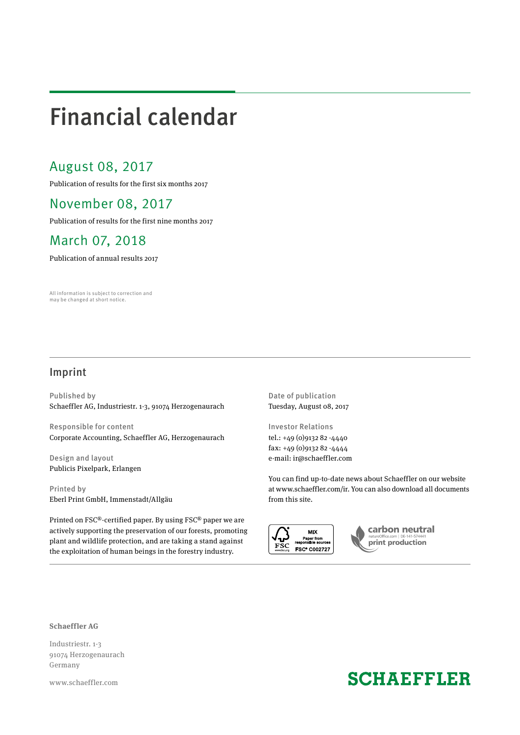# Financial calendar

## August 08, 2017

Publication of results for the first six months 2017

## November 08, 2017

Publication of results for the first nine months 2017

## March 07, 2018

Publication of annual results 2017

All information is subject to correction and may be changed at short notice.

## Imprint

**Published by**
Schaeffler AG, Industriestr. 1-3, 91074 Herzogenaurach

**Responsible for content**
Corporate Accounting, Schaeffler AG, Herzogenaurach

**Design and layout**
Publicis Pixelpark, Erlangen

**Printed by**
Eberl Print GmbH, Immenstadt/Allgäu

Printed on FSC®-certified paper. By using FSC® paper we are actively supporting the preservation of our forests, promoting plant and wildlife protection, and are taking a stand against the exploitation of human beings in the forestry industry.

**Date of publication**
Tuesday, August 08, 2017

**Investor Relations**
tel.: +49 (0)9132 82 -4440
fax: +49 (0)9132 82 -4444
e-mail: ir@schaeffler.com

You can find up-to-date news about Schaeffler on our website at www.schaeffler.com/ir. You can also download all documents from this site.

MIX
Paper from responsible sources
FSC® C002727

carbon neutral
natureOffice.com | DE-141-574441
print production

**Schaeffler AG**

Industriestr. 1-3
91074 Herzogenaurach
Germany

www.schaeffler.com

SCHAEFFLER